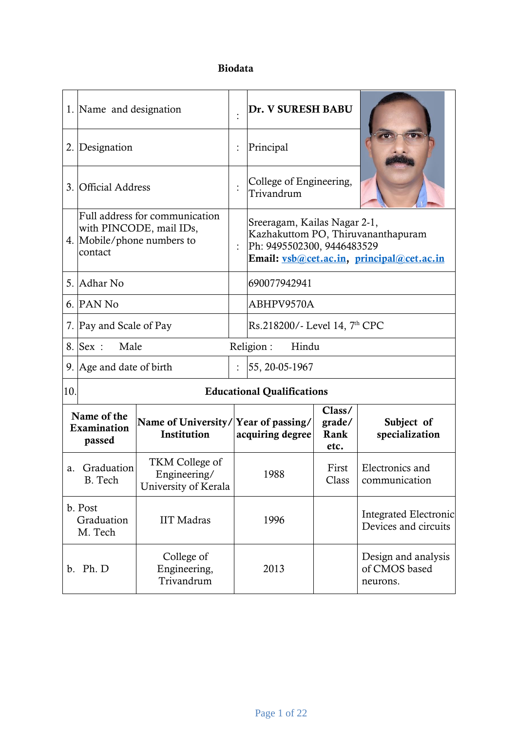# Biodata

| | | | |
|---|---|---|---|
| 1. | Name and designation | : | **Dr. V SURESH BABU** |
| 2. | Designation | : | Principal |
| 3. | Official Address | : | College of Engineering, Trivandrum |
| 4. | Full address for communication with PINCODE, mail IDs, Mobile/phone numbers to contact | : | Sreeragam, Kailas Nagar 2-1, Kazhakuttom PO, Thiruvananthapuram<br>Ph: 9495502300, 9446483529<br>**Email: vsb@cet.ac.in, principal@cet.ac.in** |
| 5. | Adhar No | | 690077942941 |
| 6. | PAN No | | ABHPV9570A |
| 7. | Pay and Scale of Pay | | Rs.218200/- Level 14, 7th CPC |
| 8. | Sex : Male | | Religion : Hindu |
| 9. | Age and date of birth | : | 55, 20-05-1967 |
| 10. | **Educational Qualifications** | | |

| Name of the Examination passed | Name of University/ Institution | Year of passing/ acquiring degree | Class/ grade/ Rank etc. | Subject of specialization |
|---|---|---|---|---|
| a. Graduation B. Tech | TKM College of Engineering/ University of Kerala | 1988 | First Class | Electronics and communication |
| b. Post Graduation M. Tech | IIT Madras | 1996 | | Integrated Electronic Devices and circuits |
| b. Ph. D | College of Engineering, Trivandrum | 2013 | | Design and analysis of CMOS based neurons. |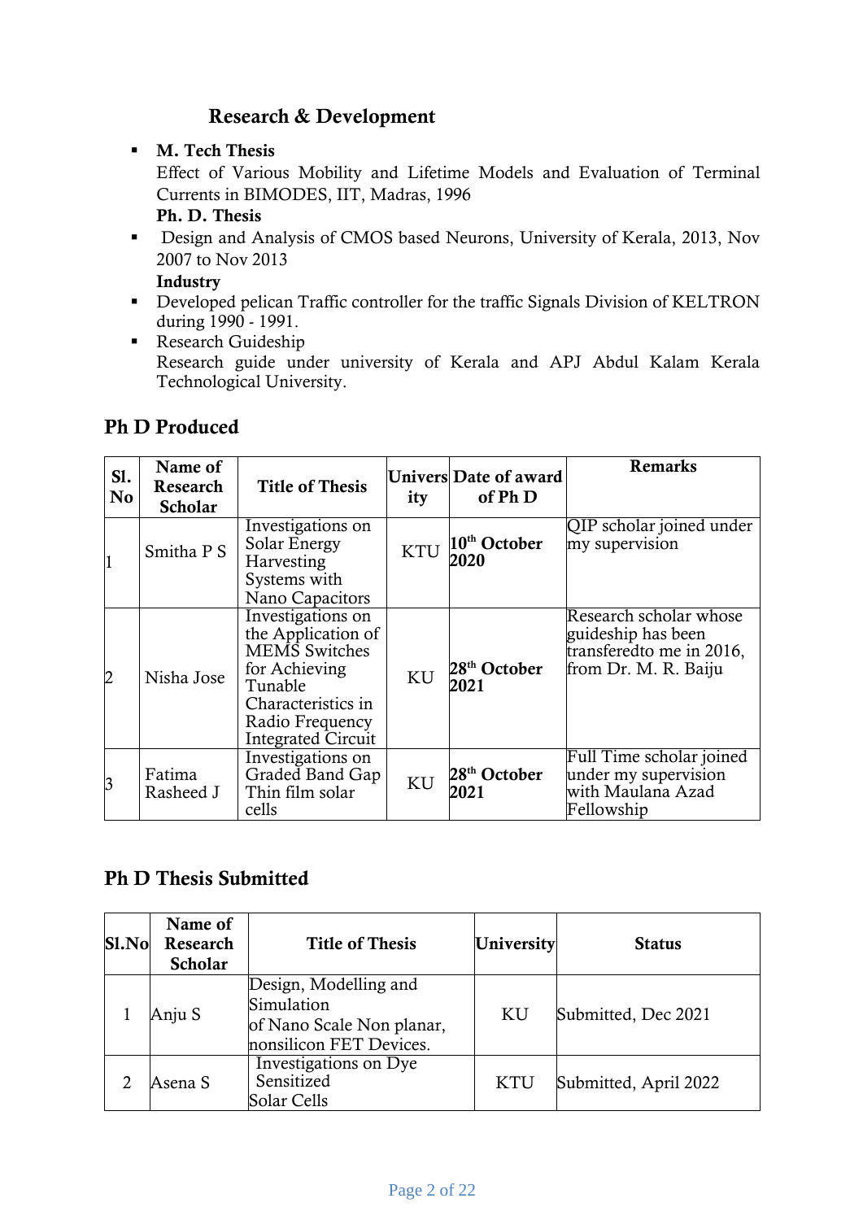## Research & Development

- **M. Tech Thesis**
  Effect of Various Mobility and Lifetime Models and Evaluation of Terminal Currents in BIMODES, IIT, Madras, 1996
  **Ph. D. Thesis**
- Design and Analysis of CMOS based Neurons, University of Kerala, 2013, Nov 2007 to Nov 2013
  **Industry**
- Developed pelican Traffic controller for the traffic Signals Division of KELTRON during 1990 - 1991.
- Research Guideship
  Research guide under university of Kerala and APJ Abdul Kalam Kerala Technological University.

## Ph D Produced

| Sl. No | Name of Research Scholar | Title of Thesis | University | Date of award of Ph D | Remarks |
|---|---|---|---|---|---|
| 1 | Smitha P S | Investigations on Solar Energy Harvesting Systems with Nano Capacitors | KTU | **10th October 2020** | QIP scholar joined under my supervision |
| 2 | Nisha Jose | Investigations on the Application of MEMS Switches for Achieving Tunable Characteristics in Radio Frequency Integrated Circuit | KU | **28th October 2021** | Research scholar whose guideship has been transferedto me in 2016, from Dr. M. R. Baiju |
| 3 | Fatima Rasheed J | Investigations on Graded Band Gap Thin film solar cells | KU | **28th October 2021** | Full Time scholar joined under my supervision with Maulana Azad Fellowship |

## Ph D Thesis Submitted

| Sl.No | Name of Research Scholar | Title of Thesis | University | Status |
|---|---|---|---|---|
| 1 | Anju S | Design, Modelling and Simulation of Nano Scale Non planar, nonsilicon FET Devices. | KU | Submitted, Dec 2021 |
| 2 | Asena S | Investigations on Dye Sensitized Solar Cells | KTU | Submitted, April 2022 |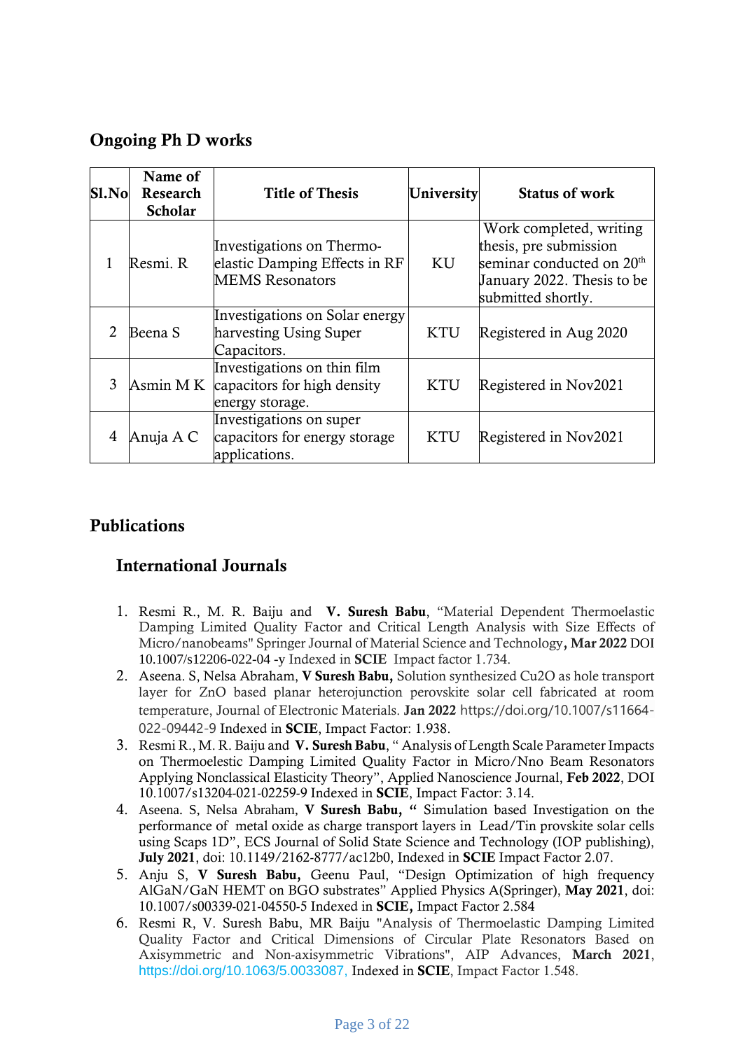## Ongoing Ph D works

| Sl.No | Name of Research Scholar | Title of Thesis | University | Status of work |
|---|---|---|---|---|
| 1 | Resmi. R | Investigations on Thermo-elastic Damping Effects in RF MEMS Resonators | KU | Work completed, writing thesis, pre submission seminar conducted on 20th January 2022. Thesis to be submitted shortly. |
| 2 | Beena S | Investigations on Solar energy harvesting Using Super Capacitors. | KTU | Registered in Aug 2020 |
| 3 | Asmin M K | Investigations on thin film capacitors for high density energy storage. | KTU | Registered in Nov2021 |
| 4 | Anuja A C | Investigations on super capacitors for energy storage applications. | KTU | Registered in Nov2021 |

## Publications

### International Journals

1. Resmi R., M. R. Baiju and **V. Suresh Babu**, "Material Dependent Thermoelastic Damping Limited Quality Factor and Critical Length Analysis with Size Effects of Micro/nanobeams" Springer Journal of Material Science and Technology**, Mar 2022** DOI 10.1007/s12206-022-04 -y Indexed in **SCIE** Impact factor 1.734.
2. Aseena. S, Nelsa Abraham, **V Suresh Babu,** Solution synthesized $Cu_2O$ as hole transport layer for ZnO based planar heterojunction perovskite solar cell fabricated at room temperature, Journal of Electronic Materials. **Jan 2022** https://doi.org/10.1007/s11664-022-09442-9 Indexed in **SCIE**, Impact Factor: 1.938.
3. Resmi R., M. R. Baiju and **V. Suresh Babu**, " Analysis of Length Scale Parameter Impacts on Thermoelestic Damping Limited Quality Factor in Micro/Nno Beam Resonators Applying Nonclassical Elasticity Theory", Applied Nanoscience Journal, **Feb 2022**, DOI 10.1007/s13204-021-02259-9 Indexed in **SCIE**, Impact Factor: 3.14.
4. Aseena. S, Nelsa Abraham, **V Suresh Babu, "** Simulation based Investigation on the performance of metal oxide as charge transport layers in Lead/Tin provskite solar cells using Scaps 1D", ECS Journal of Solid State Science and Technology (IOP publishing), **July 2021**, doi: 10.1149/2162-8777/ac12b0, Indexed in **SCIE** Impact Factor 2.07.
5. Anju S, **V Suresh Babu,** Geenu Paul, "Design Optimization of high frequency AlGaN/GaN HEMT on BGO substrates" Applied Physics A(Springer), **May 2021**, doi: 10.1007/s00339-021-04550-5 Indexed in **SCIE,** Impact Factor 2.584
6. Resmi R, V. Suresh Babu, MR Baiju "Analysis of Thermoelastic Damping Limited Quality Factor and Critical Dimensions of Circular Plate Resonators Based on Axisymmetric and Non-axisymmetric Vibrations", AIP Advances, **March 2021**, https://doi.org/10.1063/5.0033087, Indexed in **SCIE**, Impact Factor 1.548.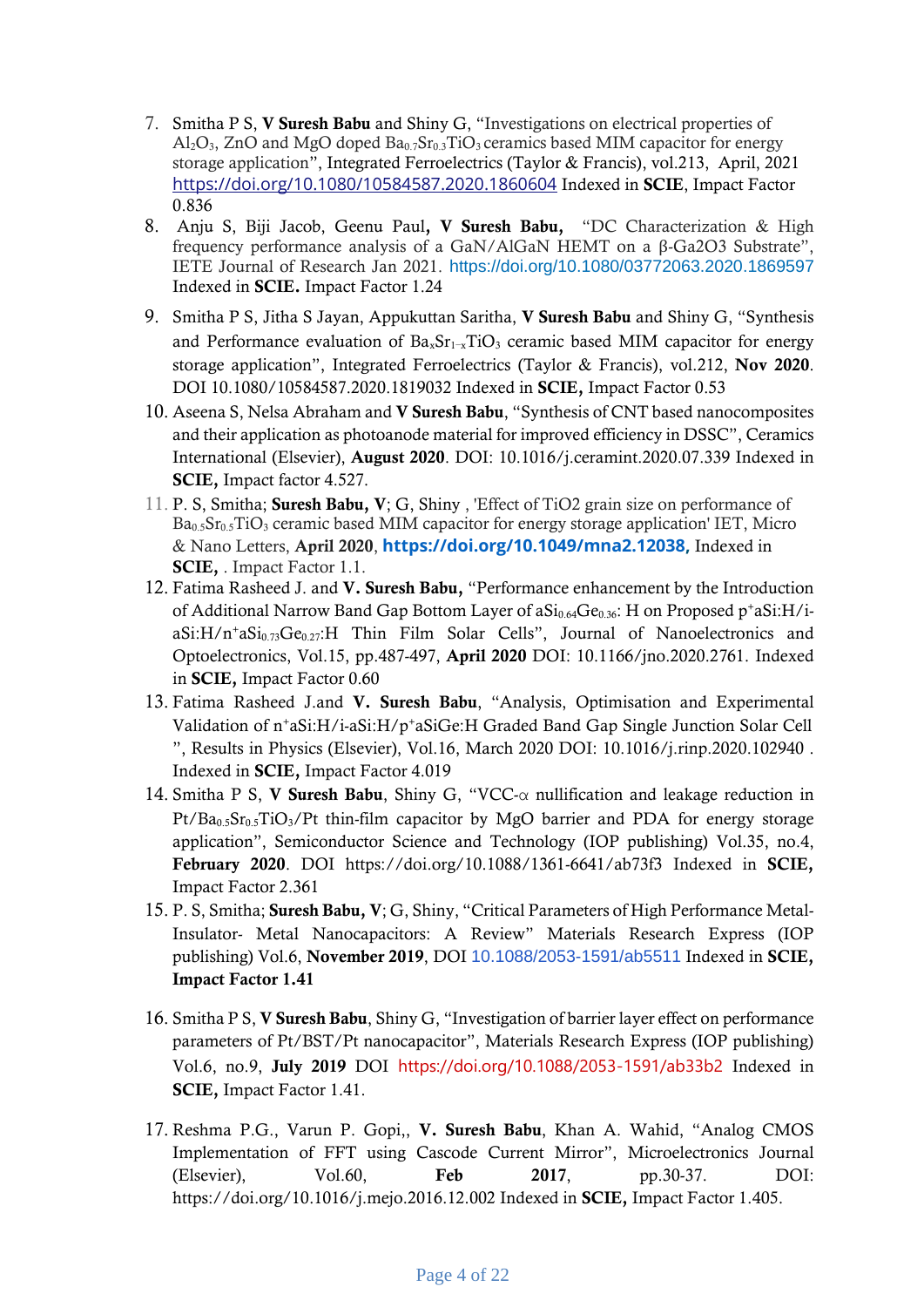7. Smitha P S, **V Suresh Babu** and Shiny G, "Investigations on electrical properties of $Al_2O_3$, ZnO and MgO doped $Ba_{0.7}Sr_{0.3}TiO_3$ ceramics based MIM capacitor for energy storage application", Integrated Ferroelectrics (Taylor & Francis), vol.213, April, 2021 https://doi.org/10.1080/10584587.2020.1860604 Indexed in **SCIE**, Impact Factor 0.836
8. Anju S, Biji Jacob, Geenu Paul**, V Suresh Babu,** "DC Characterization & High frequency performance analysis of a GaN/AlGaN HEMT on a β-Ga2O3 Substrate", IETE Journal of Research Jan 2021. https://doi.org/10.1080/03772063.2020.1869597 Indexed in **SCIE.** Impact Factor 1.24
9. Smitha P S, Jitha S Jayan, Appukuttan Saritha, **V Suresh Babu** and Shiny G, "Synthesis and Performance evaluation of $Ba_xSr_{1-x}TiO_3$ ceramic based MIM capacitor for energy storage application", Integrated Ferroelectrics (Taylor & Francis), vol.212, **Nov 2020**. DOI 10.1080/10584587.2020.1819032 Indexed in **SCIE,** Impact Factor 0.53
10. Aseena S, Nelsa Abraham and **V Suresh Babu**, "Synthesis of CNT based nanocomposites and their application as photoanode material for improved efficiency in DSSC", Ceramics International (Elsevier), **August 2020**. DOI: 10.1016/j.ceramint.2020.07.339 Indexed in **SCIE,** Impact factor 4.527.
11. P. S, Smitha; **Suresh Babu, V**; G, Shiny , 'Effect of TiO2 grain size on performance of $Ba_{0.5}Sr_{0.5}TiO_3$ ceramic based MIM capacitor for energy storage application' IET, Micro & Nano Letters, **April 2020**, **https://doi.org/10.1049/mna2.12038,** Indexed in **SCIE,** . Impact Factor 1.1.
12. Fatima Rasheed J. and **V. Suresh Babu,** "Performance enhancement by the Introduction of Additional Narrow Band Gap Bottom Layer of $aSi_{0.64}Ge_{0.36}$: H on Proposed $p^+aSi$:H/i-aSi:H/$n^+aSi_{0.73}Ge_{0.27}$:H Thin Film Solar Cells", Journal of Nanoelectronics and Optoelectronics, Vol.15, pp.487-497, **April 2020** DOI: 10.1166/jno.2020.2761. Indexed in **SCIE,** Impact Factor 0.60
13. Fatima Rasheed J.and **V. Suresh Babu**, "Analysis, Optimisation and Experimental Validation of $n^+aSi$:H/i-aSi:H/$p^+aSiGe$:H Graded Band Gap Single Junction Solar Cell ", Results in Physics (Elsevier), Vol.16, March 2020 DOI: 10.1016/j.rinp.2020.102940 . Indexed in **SCIE,** Impact Factor 4.019
14. Smitha P S, **V Suresh Babu**, Shiny G, "VCC-α nullification and leakage reduction in Pt/$Ba_{0.5}Sr_{0.5}TiO_3$/Pt thin-film capacitor by MgO barrier and PDA for energy storage application", Semiconductor Science and Technology (IOP publishing) Vol.35, no.4, **February 2020**. DOI https://doi.org/10.1088/1361-6641/ab73f3 Indexed in **SCIE,** Impact Factor 2.361
15. P. S, Smitha; **Suresh Babu, V**; G, Shiny, "Critical Parameters of High Performance Metal-Insulator- Metal Nanocapacitors: A Review" Materials Research Express (IOP publishing) Vol.6, **November 2019**, DOI 10.1088/2053-1591/ab5511 Indexed in **SCIE, Impact Factor 1.41**
16. Smitha P S, **V Suresh Babu**, Shiny G, "Investigation of barrier layer effect on performance parameters of Pt/BST/Pt nanocapacitor", Materials Research Express (IOP publishing) Vol.6, no.9, **July 2019** DOI https://doi.org/10.1088/2053-1591/ab33b2 Indexed in **SCIE,** Impact Factor 1.41.
17. Reshma P.G., Varun P. Gopi,, **V. Suresh Babu**, Khan A. Wahid, "Analog CMOS Implementation of FFT using Cascode Current Mirror", Microelectronics Journal (Elsevier), Vol.60, **Feb 2017**, pp.30-37. DOI: https://doi.org/10.1016/j.mejo.2016.12.002 Indexed in **SCIE,** Impact Factor 1.405.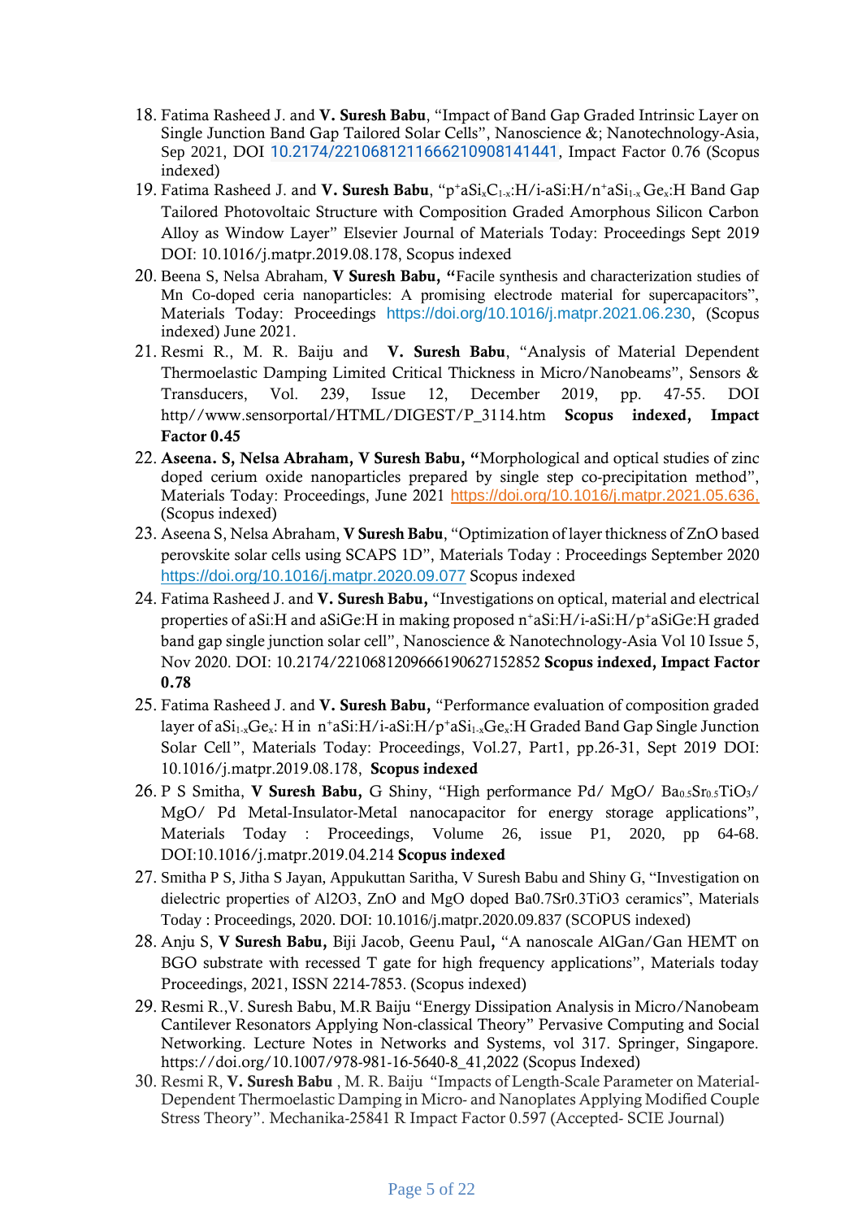18. Fatima Rasheed J. and **V. Suresh Babu**, "Impact of Band Gap Graded Intrinsic Layer on Single Junction Band Gap Tailored Solar Cells", Nanoscience &; Nanotechnology-Asia, Sep 2021, DOI 10.2174/2210681211666210908141441, Impact Factor 0.76 (Scopus indexed)
19. Fatima Rasheed J. and **V. Suresh Babu**, "$p^+aSi_xC_{1-x}$:H/i-aSi:H/$n^+aSi_{1-x}Ge_x$:H Band Gap Tailored Photovoltaic Structure with Composition Graded Amorphous Silicon Carbon Alloy as Window Layer" Elsevier Journal of Materials Today: Proceedings Sept 2019 DOI: 10.1016/j.matpr.2019.08.178, Scopus indexed
20. Beena S, Nelsa Abraham, **V Suresh Babu, "**Facile synthesis and characterization studies of Mn Co-doped ceria nanoparticles: A promising electrode material for supercapacitors", Materials Today: Proceedings https://doi.org/10.1016/j.matpr.2021.06.230, (Scopus indexed) June 2021.
21. Resmi R., M. R. Baiju and **V. Suresh Babu**, "Analysis of Material Dependent Thermoelastic Damping Limited Critical Thickness in Micro/Nanobeams", Sensors & Transducers, Vol. 239, Issue 12, December 2019, pp. 47-55. DOI http//www.sensorportal/HTML/DIGEST/P_3114.htm **Scopus indexed, Impact Factor 0.45**
22. **Aseena. S, Nelsa Abraham, V Suresh Babu, "**Morphological and optical studies of zinc doped cerium oxide nanoparticles prepared by single step co-precipitation method", Materials Today: Proceedings, June 2021 https://doi.org/10.1016/j.matpr.2021.05.636, (Scopus indexed)
23. Aseena S, Nelsa Abraham, **V Suresh Babu**, "Optimization of layer thickness of ZnO based perovskite solar cells using SCAPS 1D", Materials Today : Proceedings September 2020 https://doi.org/10.1016/j.matpr.2020.09.077 Scopus indexed
24. Fatima Rasheed J. and **V. Suresh Babu,** "Investigations on optical, material and electrical properties of aSi:H and aSiGe:H in making proposed $n^+$aSi:H/i-aSi:H/$p^+$aSiGe:H graded band gap single junction solar cell", Nanoscience & Nanotechnology-Asia Vol 10 Issue 5, Nov 2020. DOI: 10.2174/2210681209666190627152852 **Scopus indexed, Impact Factor 0.78**
25. Fatima Rasheed J. and **V. Suresh Babu,** "Performance evaluation of composition graded layer of $aSi_{1-x}Ge_x$: H in $n^+$aSi:H/i-aSi:H/$p^+aSi_{1-x}Ge_x$:H Graded Band Gap Single Junction Solar Cell", Materials Today: Proceedings, Vol.27, Part1, pp.26-31, Sept 2019 DOI: 10.1016/j.matpr.2019.08.178, **Scopus indexed**
26. P S Smitha, **V Suresh Babu,** G Shiny, "High performance Pd/ MgO/ $Ba_{0.5}Sr_{0.5}TiO_3$/ MgO/ Pd Metal-Insulator-Metal nanocapacitor for energy storage applications", Materials Today : Proceedings, Volume 26, issue P1, 2020, pp 64-68. DOI:10.1016/j.matpr.2019.04.214 **Scopus indexed**
27. Smitha P S, Jitha S Jayan, Appukuttan Saritha, V Suresh Babu and Shiny G, "Investigation on dielectric properties of Al2O3, ZnO and MgO doped Ba0.7Sr0.3TiO3 ceramics", Materials Today : Proceedings, 2020. DOI: 10.1016/j.matpr.2020.09.837 (SCOPUS indexed)
28. Anju S, **V Suresh Babu,** Biji Jacob, Geenu Paul**,** "A nanoscale AlGan/Gan HEMT on BGO substrate with recessed T gate for high frequency applications", Materials today Proceedings, 2021, ISSN 2214-7853. (Scopus indexed)
29. Resmi R.,V. Suresh Babu, M.R Baiju "Energy Dissipation Analysis in Micro/Nanobeam Cantilever Resonators Applying Non-classical Theory" Pervasive Computing and Social Networking. Lecture Notes in Networks and Systems, vol 317. Springer, Singapore. https://doi.org/10.1007/978-981-16-5640-8_41,2022 (Scopus Indexed)
30. Resmi R, **V. Suresh Babu** , M. R. Baiju "Impacts of Length-Scale Parameter on Material-Dependent Thermoelastic Damping in Micro- and Nanoplates Applying Modified Couple Stress Theory". Mechanika-25841 R Impact Factor 0.597 (Accepted- SCIE Journal)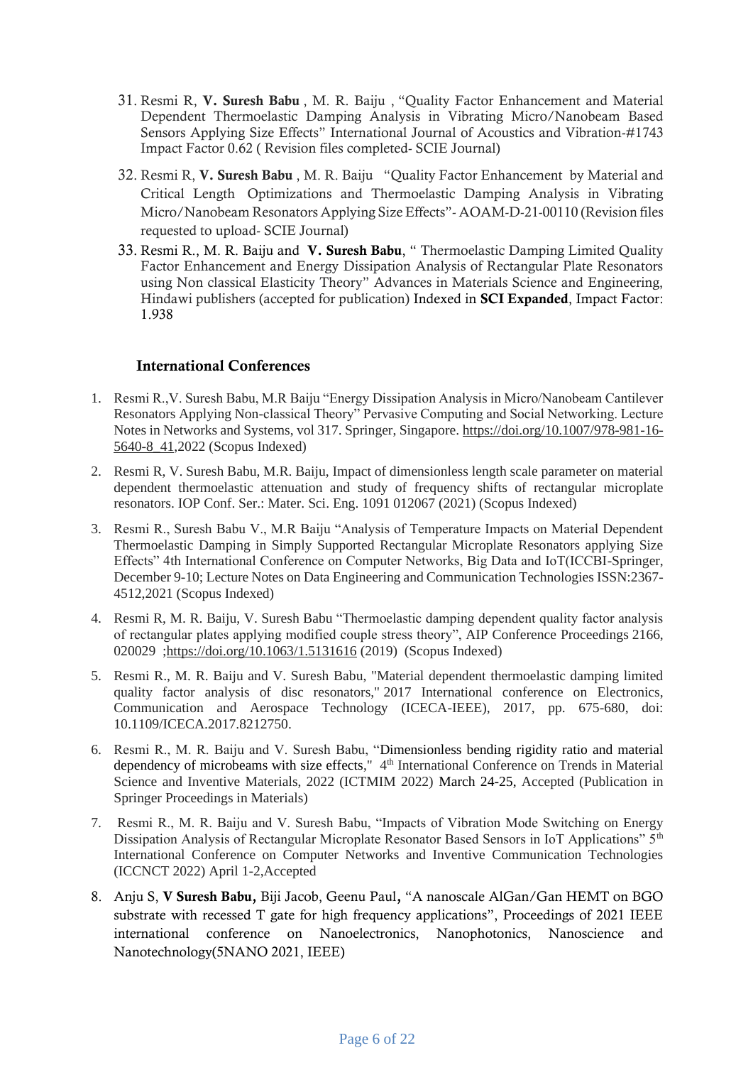31. Resmi R, **V. Suresh Babu** , M. R. Baiju , "Quality Factor Enhancement and Material Dependent Thermoelastic Damping Analysis in Vibrating Micro/Nanobeam Based Sensors Applying Size Effects" International Journal of Acoustics and Vibration-#1743 Impact Factor 0.62 ( Revision files completed- SCIE Journal)
32. Resmi R, **V. Suresh Babu** , M. R. Baiju "Quality Factor Enhancement by Material and Critical Length Optimizations and Thermoelastic Damping Analysis in Vibrating Micro/Nanobeam Resonators Applying Size Effects"- AOAM-D-21-00110 (Revision files requested to upload- SCIE Journal)
33. Resmi R., M. R. Baiju and **V. Suresh Babu**, " Thermoelastic Damping Limited Quality Factor Enhancement and Energy Dissipation Analysis of Rectangular Plate Resonators using Non classical Elasticity Theory" Advances in Materials Science and Engineering, Hindawi publishers (accepted for publication) Indexed in **SCI Expanded**, Impact Factor: 1.938

## International Conferences

1. Resmi R.,V. Suresh Babu, M.R Baiju "Energy Dissipation Analysis in Micro/Nanobeam Cantilever Resonators Applying Non-classical Theory" Pervasive Computing and Social Networking. Lecture Notes in Networks and Systems, vol 317. Springer, Singapore. https://doi.org/10.1007/978-981-16-5640-8_41,2022 (Scopus Indexed)
2. Resmi R, V. Suresh Babu, M.R. Baiju, Impact of dimensionless length scale parameter on material dependent thermoelastic attenuation and study of frequency shifts of rectangular microplate resonators. IOP Conf. Ser.: Mater. Sci. Eng. 1091 012067 (2021) (Scopus Indexed)
3. Resmi R., Suresh Babu V., M.R Baiju "Analysis of Temperature Impacts on Material Dependent Thermoelastic Damping in Simply Supported Rectangular Microplate Resonators applying Size Effects" 4th International Conference on Computer Networks, Big Data and IoT(ICCBI-Springer, December 9-10; Lecture Notes on Data Engineering and Communication Technologies ISSN:2367-4512,2021 (Scopus Indexed)
4. Resmi R, M. R. Baiju, V. Suresh Babu "Thermoelastic damping dependent quality factor analysis of rectangular plates applying modified couple stress theory", AIP Conference Proceedings 2166, 020029 ;https://doi.org/10.1063/1.5131616 (2019) (Scopus Indexed)
5. Resmi R., M. R. Baiju and V. Suresh Babu, "Material dependent thermoelastic damping limited quality factor analysis of disc resonators," 2017 International conference on Electronics, Communication and Aerospace Technology (ICECA-IEEE), 2017, pp. 675-680, doi: 10.1109/ICECA.2017.8212750.
6. Resmi R., M. R. Baiju and V. Suresh Babu, "Dimensionless bending rigidity ratio and material dependency of microbeams with size effects," 4th International Conference on Trends in Material Science and Inventive Materials, 2022 (ICTMIM 2022) March 24-25, Accepted (Publication in Springer Proceedings in Materials)
7. Resmi R., M. R. Baiju and V. Suresh Babu, "Impacts of Vibration Mode Switching on Energy Dissipation Analysis of Rectangular Microplate Resonator Based Sensors in IoT Applications" 5th International Conference on Computer Networks and Inventive Communication Technologies (ICCNCT 2022) April 1-2,Accepted
8. Anju S, **V Suresh Babu,** Biji Jacob, Geenu Paul, "A nanoscale AlGan/Gan HEMT on BGO substrate with recessed T gate for high frequency applications", Proceedings of 2021 IEEE international conference on Nanoelectronics, Nanophotonics, Nanoscience and Nanotechnology(5NANO 2021, IEEE)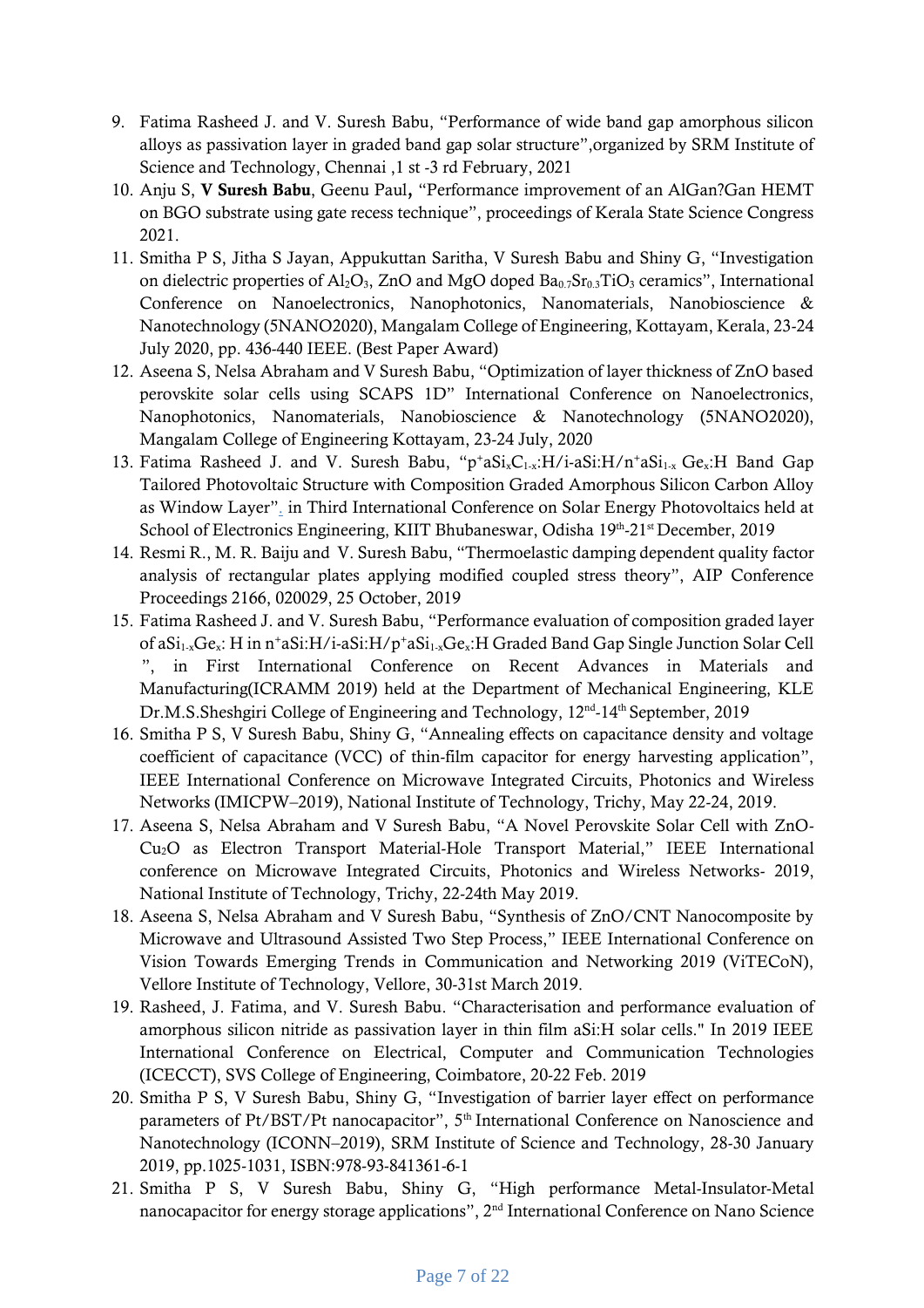9. Fatima Rasheed J. and V. Suresh Babu, "Performance of wide band gap amorphous silicon alloys as passivation layer in graded band gap solar structure",organized by SRM Institute of Science and Technology, Chennai ,1 st -3 rd February, 2021
10. Anju S, **V Suresh Babu**, Geenu Paul, "Performance improvement of an AlGan?Gan HEMT on BGO substrate using gate recess technique", proceedings of Kerala State Science Congress 2021.
11. Smitha P S, Jitha S Jayan, Appukuttan Saritha, V Suresh Babu and Shiny G, "Investigation on dielectric properties of $Al_2O_3$, ZnO and MgO doped $Ba_{0.7}Sr_{0.3}TiO_3$ ceramics", International Conference on Nanoelectronics, Nanophotonics, Nanomaterials, Nanobioscience & Nanotechnology (5NANO2020), Mangalam College of Engineering, Kottayam, Kerala, 23-24 July 2020, pp. 436-440 IEEE. (Best Paper Award)
12. Aseena S, Nelsa Abraham and V Suresh Babu, "Optimization of layer thickness of ZnO based perovskite solar cells using SCAPS 1D" International Conference on Nanoelectronics, Nanophotonics, Nanomaterials, Nanobioscience & Nanotechnology (5NANO2020), Mangalam College of Engineering Kottayam, 23-24 July, 2020
13. Fatima Rasheed J. and V. Suresh Babu, "$p^+aSi_xC_{1-x}$:H/i-aSi:H/$n^+aSi_{1-x}$ $Ge_x$:H Band Gap Tailored Photovoltaic Structure with Composition Graded Amorphous Silicon Carbon Alloy as Window Layer", in Third International Conference on Solar Energy Photovoltaics held at School of Electronics Engineering, KIIT Bhubaneswar, Odisha 19th-21st December, 2019
14. Resmi R., M. R. Baiju and V. Suresh Babu, "Thermoelastic damping dependent quality factor analysis of rectangular plates applying modified coupled stress theory", AIP Conference Proceedings 2166, 020029, 25 October, 2019
15. Fatima Rasheed J. and V. Suresh Babu, "Performance evaluation of composition graded layer of $aSi_{1-x}Ge_x$: H in $n^+aSi$:H/i-aSi:H/$p^+aSi_{1-x}Ge_x$:H Graded Band Gap Single Junction Solar Cell ", in First International Conference on Recent Advances in Materials and Manufacturing(ICRAMM 2019) held at the Department of Mechanical Engineering, KLE Dr.M.S.Sheshgiri College of Engineering and Technology, 12nd-14th September, 2019
16. Smitha P S, V Suresh Babu, Shiny G, "Annealing effects on capacitance density and voltage coefficient of capacitance (VCC) of thin-film capacitor for energy harvesting application", IEEE International Conference on Microwave Integrated Circuits, Photonics and Wireless Networks (IMICPW–2019), National Institute of Technology, Trichy, May 22-24, 2019.
17. Aseena S, Nelsa Abraham and V Suresh Babu, "A Novel Perovskite Solar Cell with ZnO-$Cu_2O$ as Electron Transport Material-Hole Transport Material," IEEE International conference on Microwave Integrated Circuits, Photonics and Wireless Networks- 2019, National Institute of Technology, Trichy, 22-24th May 2019.
18. Aseena S, Nelsa Abraham and V Suresh Babu, "Synthesis of ZnO/CNT Nanocomposite by Microwave and Ultrasound Assisted Two Step Process," IEEE International Conference on Vision Towards Emerging Trends in Communication and Networking 2019 (ViTECoN), Vellore Institute of Technology, Vellore, 30-31st March 2019.
19. Rasheed, J. Fatima, and V. Suresh Babu. "Characterisation and performance evaluation of amorphous silicon nitride as passivation layer in thin film aSi:H solar cells." In 2019 IEEE International Conference on Electrical, Computer and Communication Technologies (ICECCT), SVS College of Engineering, Coimbatore, 20-22 Feb. 2019
20. Smitha P S, V Suresh Babu, Shiny G, "Investigation of barrier layer effect on performance parameters of Pt/BST/Pt nanocapacitor", 5th International Conference on Nanoscience and Nanotechnology (ICONN–2019), SRM Institute of Science and Technology, 28-30 January 2019, pp.1025-1031, ISBN:978-93-841361-6-1
21. Smitha P S, V Suresh Babu, Shiny G, "High performance Metal-Insulator-Metal nanocapacitor for energy storage applications", 2nd International Conference on Nano Science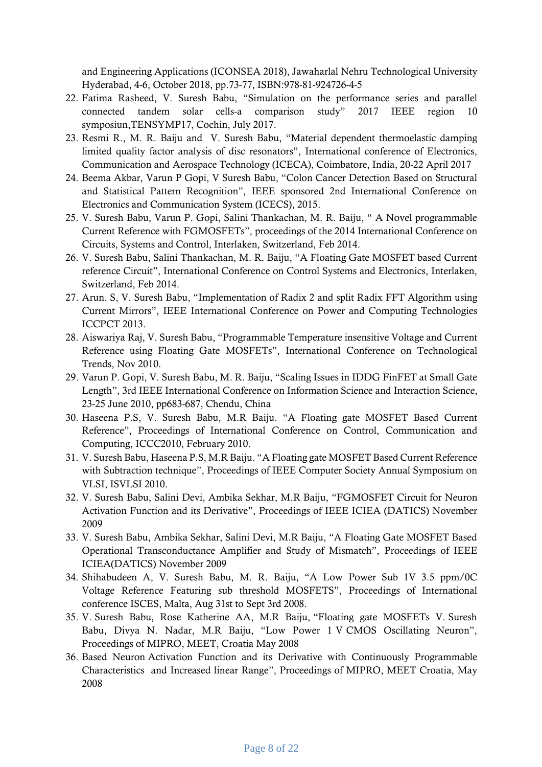and Engineering Applications (ICONSEA 2018), Jawaharlal Nehru Technological University Hyderabad, 4-6, October 2018, pp.73-77, ISBN:978-81-924726-4-5

22. Fatima Rasheed, V. Suresh Babu, "Simulation on the performance series and parallel connected tandem solar cells-a comparison study" 2017 IEEE region 10 symposiun,TENSYMP17, Cochin, July 2017.
23. Resmi R., M. R. Baiju and V. Suresh Babu, "Material dependent thermoelastic damping limited quality factor analysis of disc resonators", International conference of Electronics, Communication and Aerospace Technology (ICECA), Coimbatore, India, 20-22 April 2017
24. Beema Akbar, Varun P Gopi, V Suresh Babu, "Colon Cancer Detection Based on Structural and Statistical Pattern Recognition", IEEE sponsored 2nd International Conference on Electronics and Communication System (ICECS), 2015.
25. V. Suresh Babu, Varun P. Gopi, Salini Thankachan, M. R. Baiju, " A Novel programmable Current Reference with FGMOSFETs", proceedings of the 2014 International Conference on Circuits, Systems and Control, Interlaken, Switzerland, Feb 2014.
26. V. Suresh Babu, Salini Thankachan, M. R. Baiju, "A Floating Gate MOSFET based Current reference Circuit", International Conference on Control Systems and Electronics, Interlaken, Switzerland, Feb 2014.
27. Arun. S, V. Suresh Babu, "Implementation of Radix 2 and split Radix FFT Algorithm using Current Mirrors", IEEE International Conference on Power and Computing Technologies ICCPCT 2013.
28. Aiswariya Raj, V. Suresh Babu, "Programmable Temperature insensitive Voltage and Current Reference using Floating Gate MOSFETs", International Conference on Technological Trends, Nov 2010.
29. Varun P. Gopi, V. Suresh Babu, M. R. Baiju, "Scaling Issues in IDDG FinFET at Small Gate Length", 3rd IEEE International Conference on Information Science and Interaction Science, 23-25 June 2010, pp683-687, Chendu, China
30. Haseena P.S, V. Suresh Babu, M.R Baiju. "A Floating gate MOSFET Based Current Reference", Proceedings of International Conference on Control, Communication and Computing, ICCC2010, February 2010.
31. V. Suresh Babu, Haseena P.S, M.R Baiju. "A Floating gate MOSFET Based Current Reference with Subtraction technique", Proceedings of IEEE Computer Society Annual Symposium on VLSI, ISVLSI 2010.
32. V. Suresh Babu, Salini Devi, Ambika Sekhar, M.R Baiju, "FGMOSFET Circuit for Neuron Activation Function and its Derivative", Proceedings of IEEE ICIEA (DATICS) November 2009
33. V. Suresh Babu, Ambika Sekhar, Salini Devi, M.R Baiju, "A Floating Gate MOSFET Based Operational Transconductance Amplifier and Study of Mismatch", Proceedings of IEEE ICIEA(DATICS) November 2009
34. Shihabudeen A, V. Suresh Babu, M. R. Baiju, "A Low Power Sub 1V 3.5 ppm/0C Voltage Reference Featuring sub threshold MOSFETS", Proceedings of International conference ISCES, Malta, Aug 31st to Sept 3rd 2008.
35. V. Suresh Babu, Rose Katherine AA, M.R Baiju, "Floating gate MOSFETs V. Suresh Babu, Divya N. Nadar, M.R Baiju, "Low Power 1 V CMOS Oscillating Neuron", Proceedings of MIPRO, MEET, Croatia May 2008
36. Based Neuron Activation Function and its Derivative with Continuously Programmable Characteristics and Increased linear Range", Proceedings of MIPRO, MEET Croatia, May 2008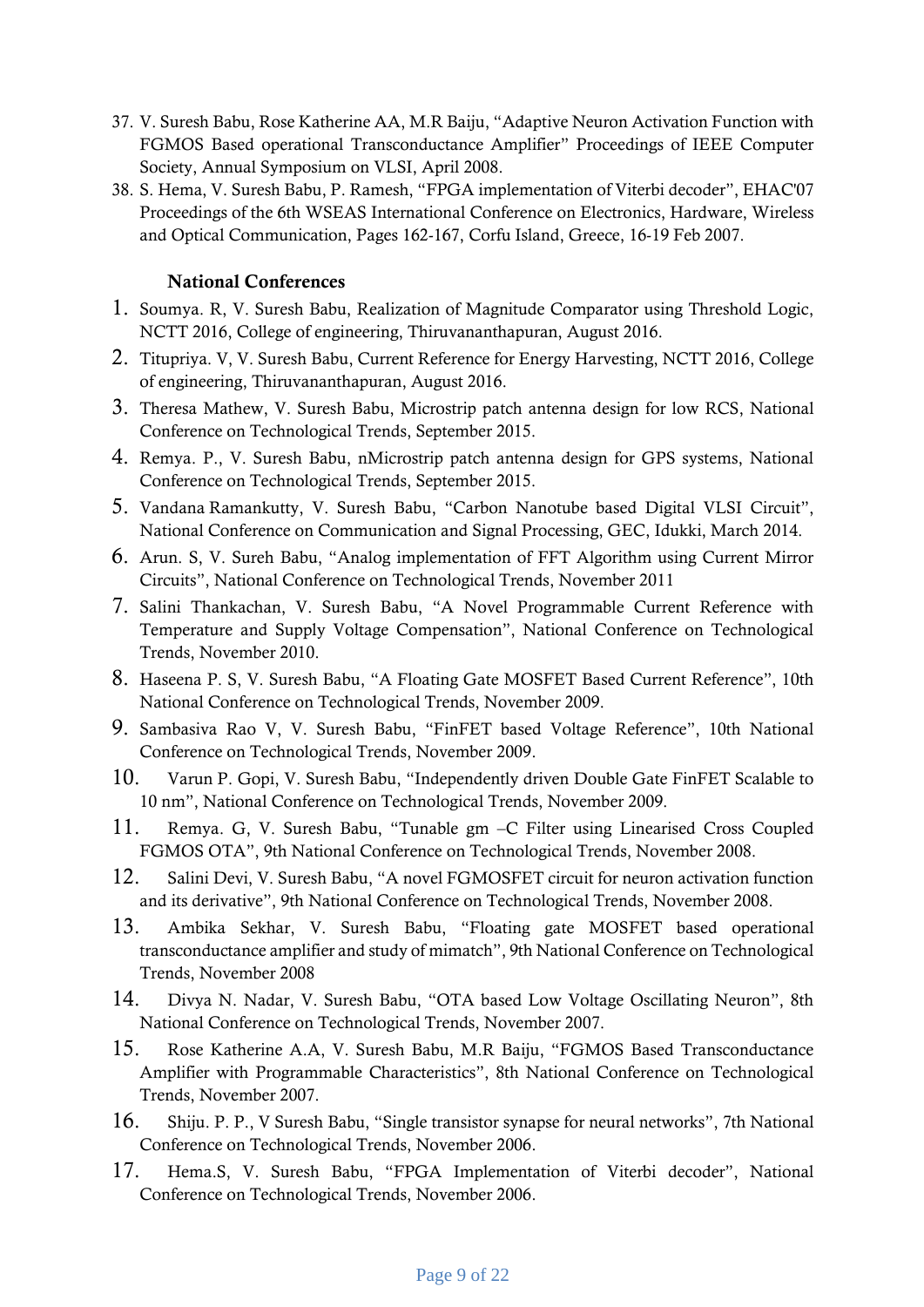37. V. Suresh Babu, Rose Katherine AA, M.R Baiju, "Adaptive Neuron Activation Function with FGMOS Based operational Transconductance Amplifier" Proceedings of IEEE Computer Society, Annual Symposium on VLSI, April 2008.
38. S. Hema, V. Suresh Babu, P. Ramesh, "FPGA implementation of Viterbi decoder", EHAC'07 Proceedings of the 6th WSEAS International Conference on Electronics, Hardware, Wireless and Optical Communication, Pages 162-167, Corfu Island, Greece, 16-19 Feb 2007.

### National Conferences

1. Soumya. R, V. Suresh Babu, Realization of Magnitude Comparator using Threshold Logic, NCTT 2016, College of engineering, Thiruvananthapuran, August 2016.
2. Titupriya. V, V. Suresh Babu, Current Reference for Energy Harvesting, NCTT 2016, College of engineering, Thiruvananthapuran, August 2016.
3. Theresa Mathew, V. Suresh Babu, Microstrip patch antenna design for low RCS, National Conference on Technological Trends, September 2015.
4. Remya. P., V. Suresh Babu, nMicrostrip patch antenna design for GPS systems, National Conference on Technological Trends, September 2015.
5. Vandana Ramankutty, V. Suresh Babu, "Carbon Nanotube based Digital VLSI Circuit", National Conference on Communication and Signal Processing, GEC, Idukki, March 2014.
6. Arun. S, V. Sureh Babu, "Analog implementation of FFT Algorithm using Current Mirror Circuits", National Conference on Technological Trends, November 2011
7. Salini Thankachan, V. Suresh Babu, "A Novel Programmable Current Reference with Temperature and Supply Voltage Compensation", National Conference on Technological Trends, November 2010.
8. Haseena P. S, V. Suresh Babu, "A Floating Gate MOSFET Based Current Reference", 10th National Conference on Technological Trends, November 2009.
9. Sambasiva Rao V, V. Suresh Babu, "FinFET based Voltage Reference", 10th National Conference on Technological Trends, November 2009.
10. Varun P. Gopi, V. Suresh Babu, "Independently driven Double Gate FinFET Scalable to 10 nm", National Conference on Technological Trends, November 2009.
11. Remya. G, V. Suresh Babu, "Tunable gm –C Filter using Linearised Cross Coupled FGMOS OTA", 9th National Conference on Technological Trends, November 2008.
12. Salini Devi, V. Suresh Babu, "A novel FGMOSFET circuit for neuron activation function and its derivative", 9th National Conference on Technological Trends, November 2008.
13. Ambika Sekhar, V. Suresh Babu, "Floating gate MOSFET based operational transconductance amplifier and study of mimatch", 9th National Conference on Technological Trends, November 2008
14. Divya N. Nadar, V. Suresh Babu, "OTA based Low Voltage Oscillating Neuron", 8th National Conference on Technological Trends, November 2007.
15. Rose Katherine A.A, V. Suresh Babu, M.R Baiju, "FGMOS Based Transconductance Amplifier with Programmable Characteristics", 8th National Conference on Technological Trends, November 2007.
16. Shiju. P. P., V Suresh Babu, "Single transistor synapse for neural networks", 7th National Conference on Technological Trends, November 2006.
17. Hema.S, V. Suresh Babu, "FPGA Implementation of Viterbi decoder", National Conference on Technological Trends, November 2006.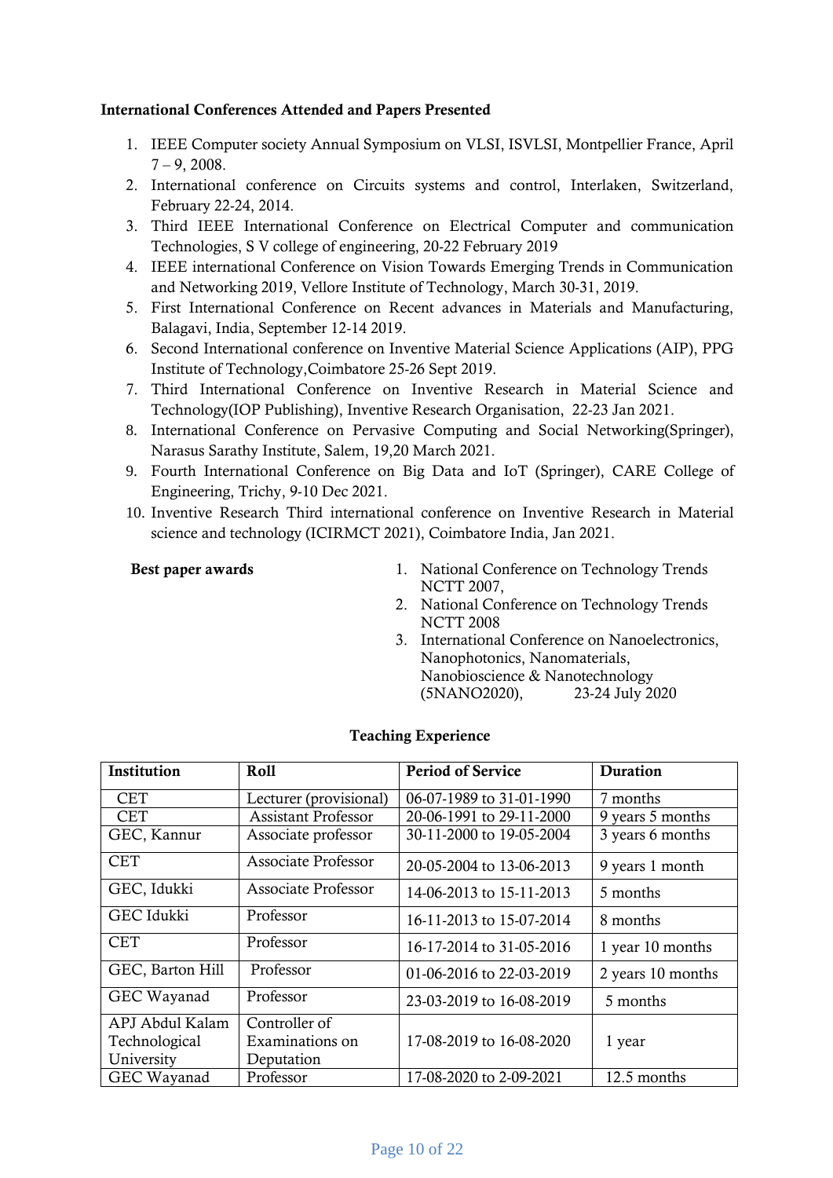**International Conferences Attended and Papers Presented**

1. IEEE Computer society Annual Symposium on VLSI, ISVLSI, Montpellier France, April 7 – 9, 2008.
2. International conference on Circuits systems and control, Interlaken, Switzerland, February 22-24, 2014.
3. Third IEEE International Conference on Electrical Computer and communication Technologies, S V college of engineering, 20-22 February 2019
4. IEEE international Conference on Vision Towards Emerging Trends in Communication and Networking 2019, Vellore Institute of Technology, March 30-31, 2019.
5. First International Conference on Recent advances in Materials and Manufacturing, Balagavi, India, September 12-14 2019.
6. Second International conference on Inventive Material Science Applications (AIP), PPG Institute of Technology,Coimbatore 25-26 Sept 2019.
7. Third International Conference on Inventive Research in Material Science and Technology(IOP Publishing), Inventive Research Organisation, 22-23 Jan 2021.
8. International Conference on Pervasive Computing and Social Networking(Springer), Narasus Sarathy Institute, Salem, 19,20 March 2021.
9. Fourth International Conference on Big Data and IoT (Springer), CARE College of Engineering, Trichy, 9-10 Dec 2021.
10. Inventive Research Third international conference on Inventive Research in Material science and technology (ICIRMCT 2021), Coimbatore India, Jan 2021.

**Best paper awards**

1. National Conference on Technology Trends NCTT 2007,
2. National Conference on Technology Trends NCTT 2008
3. International Conference on Nanoelectronics, Nanophotonics, Nanomaterials, Nanobioscience & Nanotechnology (5NANO2020), 23-24 July 2020

**Teaching Experience**

| Institution | Roll | Period of Service | Duration |
|---|---|---|---|
| CET | Lecturer (provisional) | 06-07-1989 to 31-01-1990 | 7 months |
| CET | Assistant Professor | 20-06-1991 to 29-11-2000 | 9 years 5 months |
| GEC, Kannur | Associate professor | 30-11-2000 to 19-05-2004 | 3 years 6 months |
| CET | Associate Professor | 20-05-2004 to 13-06-2013 | 9 years 1 month |
| GEC, Idukki | Associate Professor | 14-06-2013 to 15-11-2013 | 5 months |
| GEC Idukki | Professor | 16-11-2013 to 15-07-2014 | 8 months |
| CET | Professor | 16-17-2014 to 31-05-2016 | 1 year 10 months |
| GEC, Barton Hill | Professor | 01-06-2016 to 22-03-2019 | 2 years 10 months |
| GEC Wayanad | Professor | 23-03-2019 to 16-08-2019 | 5 months |
| APJ Abdul Kalam Technological University | Controller of Examinations on Deputation | 17-08-2019 to 16-08-2020 | 1 year |
| GEC Wayanad | Professor | 17-08-2020 to 2-09-2021 | 12.5 months |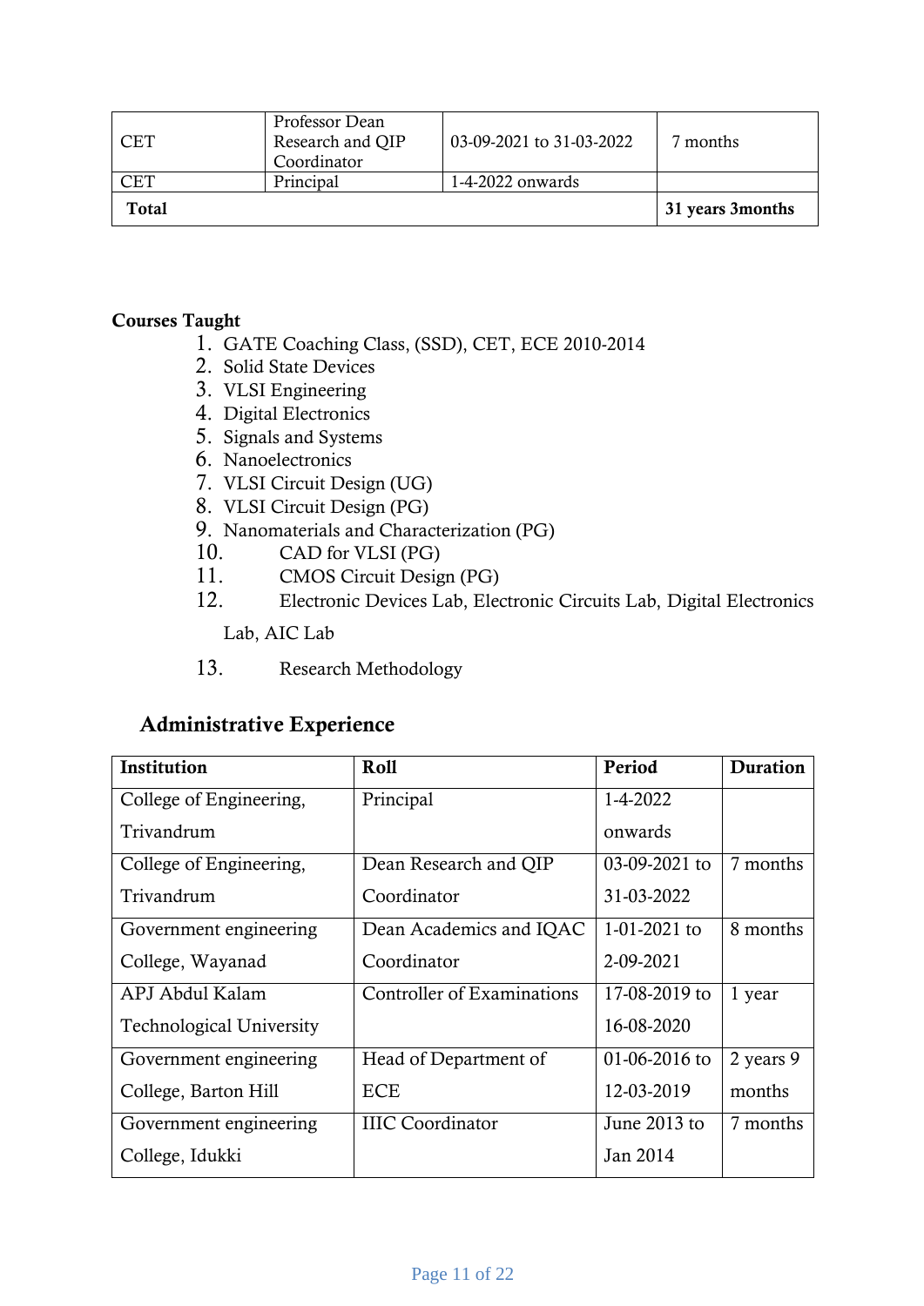| CET | Professor Dean Research and QIP Coordinator | 03-09-2021 to 31-03-2022 | 7 months |
|---|---|---|---|
| CET | Principal | 1-4-2022 onwards | |
| **Total** | | | **31 years 3months** |

**Courses Taught**

1. GATE Coaching Class, (SSD), CET, ECE 2010-2014
2. Solid State Devices
3. VLSI Engineering
4. Digital Electronics
5. Signals and Systems
6. Nanoelectronics
7. VLSI Circuit Design (UG)
8. VLSI Circuit Design (PG)
9. Nanomaterials and Characterization (PG)
10. CAD for VLSI (PG)
11. CMOS Circuit Design (PG)
12. Electronic Devices Lab, Electronic Circuits Lab, Digital Electronics Lab, AIC Lab
13. Research Methodology

## Administrative Experience

| Institution | Roll | Period | Duration |
|---|---|---|---|
| College of Engineering, Trivandrum | Principal | 1-4-2022 onwards | |
| College of Engineering, Trivandrum | Dean Research and QIP Coordinator | 03-09-2021 to 31-03-2022 | 7 months |
| Government engineering College, Wayanad | Dean Academics and IQAC Coordinator | 1-01-2021 to 2-09-2021 | 8 months |
| APJ Abdul Kalam Technological University | Controller of Examinations | 17-08-2019 to 16-08-2020 | 1 year |
| Government engineering College, Barton Hill | Head of Department of ECE | 01-06-2016 to 12-03-2019 | 2 years 9 months |
| Government engineering College, Idukki | IIIC Coordinator | June 2013 to Jan 2014 | 7 months |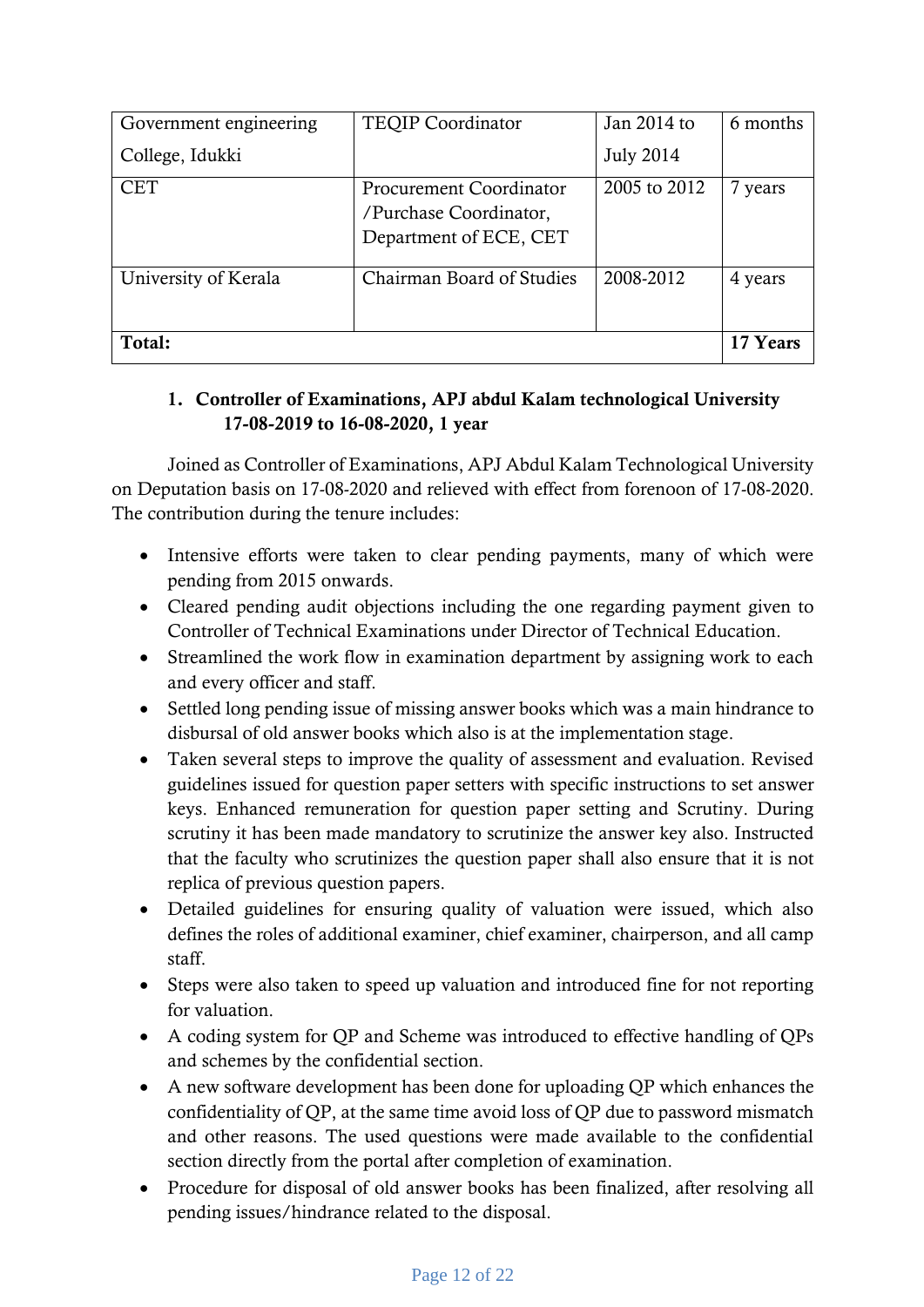| Government engineering College, Idukki | TEQIP Coordinator | Jan 2014 to July 2014 | 6 months |
|---|---|---|---|
| CET | Procurement Coordinator /Purchase Coordinator, Department of ECE, CET | 2005 to 2012 | 7 years |
| University of Kerala | Chairman Board of Studies | 2008-2012 | 4 years |
| **Total:** | | | **17 Years** |

1. **Controller of Examinations, APJ abdul Kalam technological University 17-08-2019 to 16-08-2020, 1 year**

Joined as Controller of Examinations, APJ Abdul Kalam Technological University on Deputation basis on 17-08-2020 and relieved with effect from forenoon of 17-08-2020. The contribution during the tenure includes:

- Intensive efforts were taken to clear pending payments, many of which were pending from 2015 onwards.
- Cleared pending audit objections including the one regarding payment given to Controller of Technical Examinations under Director of Technical Education.
- Streamlined the work flow in examination department by assigning work to each and every officer and staff.
- Settled long pending issue of missing answer books which was a main hindrance to disbursal of old answer books which also is at the implementation stage.
- Taken several steps to improve the quality of assessment and evaluation. Revised guidelines issued for question paper setters with specific instructions to set answer keys. Enhanced remuneration for question paper setting and Scrutiny. During scrutiny it has been made mandatory to scrutinize the answer key also. Instructed that the faculty who scrutinizes the question paper shall also ensure that it is not replica of previous question papers.
- Detailed guidelines for ensuring quality of valuation were issued, which also defines the roles of additional examiner, chief examiner, chairperson, and all camp staff.
- Steps were also taken to speed up valuation and introduced fine for not reporting for valuation.
- A coding system for QP and Scheme was introduced to effective handling of QPs and schemes by the confidential section.
- A new software development has been done for uploading QP which enhances the confidentiality of QP, at the same time avoid loss of QP due to password mismatch and other reasons. The used questions were made available to the confidential section directly from the portal after completion of examination.
- Procedure for disposal of old answer books has been finalized, after resolving all pending issues/hindrance related to the disposal.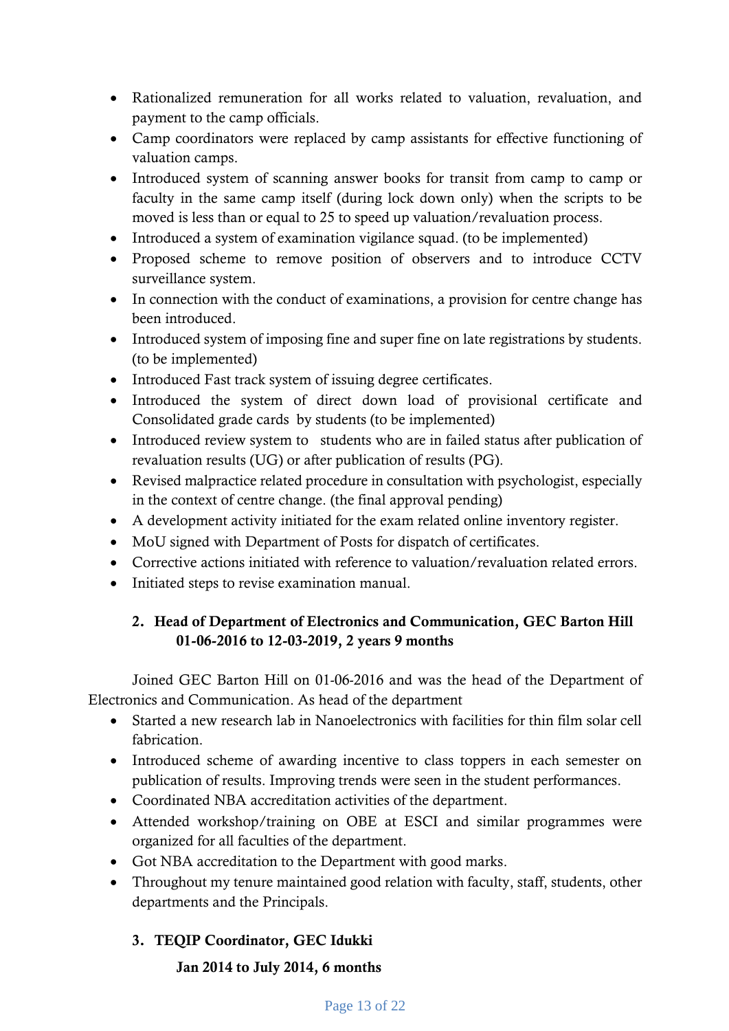- Rationalized remuneration for all works related to valuation, revaluation, and payment to the camp officials.
- Camp coordinators were replaced by camp assistants for effective functioning of valuation camps.
- Introduced system of scanning answer books for transit from camp to camp or faculty in the same camp itself (during lock down only) when the scripts to be moved is less than or equal to 25 to speed up valuation/revaluation process.
- Introduced a system of examination vigilance squad. (to be implemented)
- Proposed scheme to remove position of observers and to introduce CCTV surveillance system.
- In connection with the conduct of examinations, a provision for centre change has been introduced.
- Introduced system of imposing fine and super fine on late registrations by students. (to be implemented)
- Introduced Fast track system of issuing degree certificates.
- Introduced the system of direct down load of provisional certificate and Consolidated grade cards by students (to be implemented)
- Introduced review system to students who are in failed status after publication of revaluation results (UG) or after publication of results (PG).
- Revised malpractice related procedure in consultation with psychologist, especially in the context of centre change. (the final approval pending)
- A development activity initiated for the exam related online inventory register.
- MoU signed with Department of Posts for dispatch of certificates.
- Corrective actions initiated with reference to valuation/revaluation related errors.
- Initiated steps to revise examination manual.

### 2. Head of Department of Electronics and Communication, GEC Barton Hill 01-06-2016 to 12-03-2019, 2 years 9 months

Joined GEC Barton Hill on 01-06-2016 and was the head of the Department of Electronics and Communication. As head of the department

- Started a new research lab in Nanoelectronics with facilities for thin film solar cell fabrication.
- Introduced scheme of awarding incentive to class toppers in each semester on publication of results. Improving trends were seen in the student performances.
- Coordinated NBA accreditation activities of the department.
- Attended workshop/training on OBE at ESCI and similar programmes were organized for all faculties of the department.
- Got NBA accreditation to the Department with good marks.
- Throughout my tenure maintained good relation with faculty, staff, students, other departments and the Principals.

### 3. TEQIP Coordinator, GEC Idukki

**Jan 2014 to July 2014, 6 months**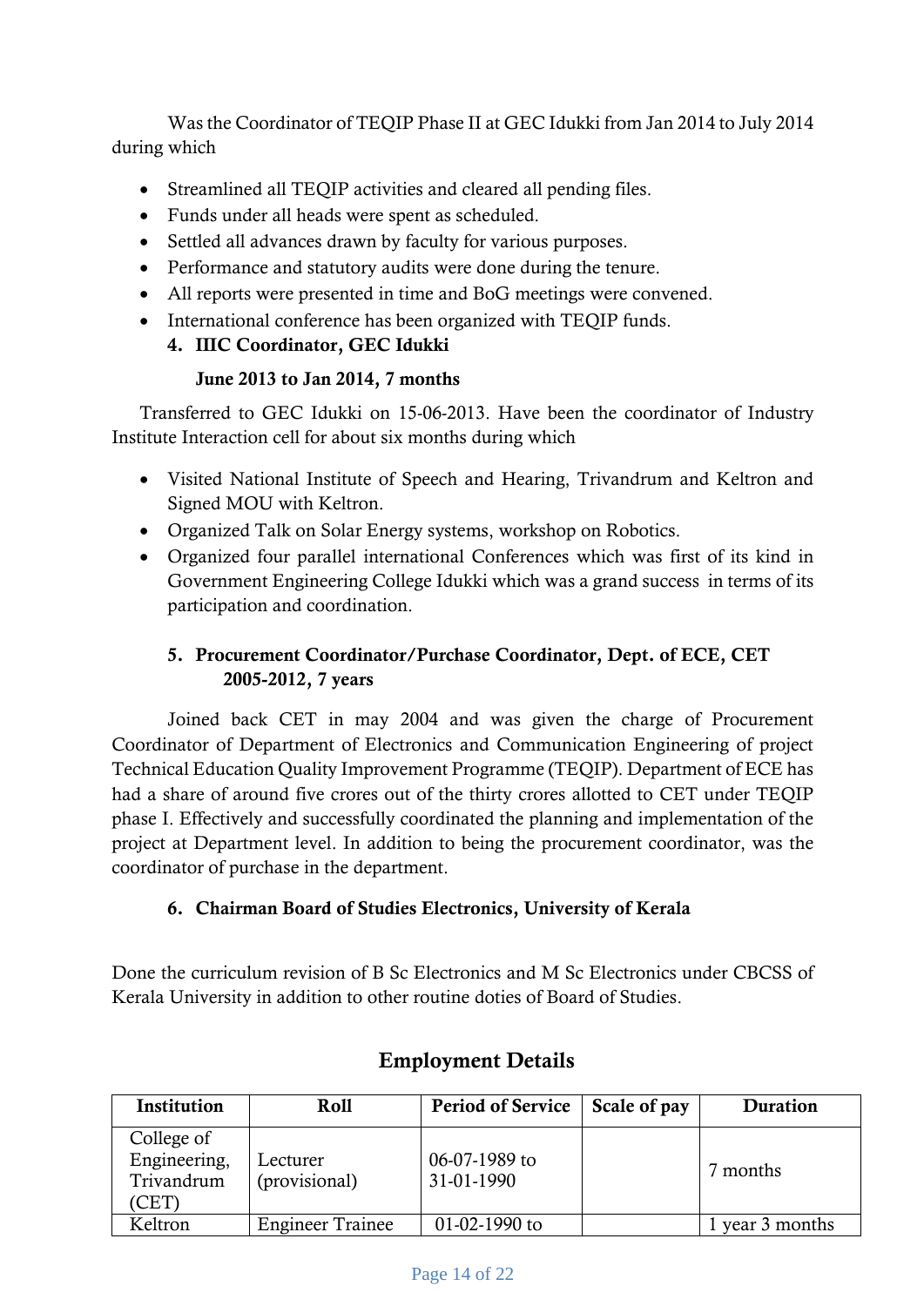Was the Coordinator of TEQIP Phase II at GEC Idukki from Jan 2014 to July 2014 during which

- Streamlined all TEQIP activities and cleared all pending files.
- Funds under all heads were spent as scheduled.
- Settled all advances drawn by faculty for various purposes.
- Performance and statutory audits were done during the tenure.
- All reports were presented in time and BoG meetings were convened.
- International conference has been organized with TEQIP funds.

**4. IIIC Coordinator, GEC Idukki**

**June 2013 to Jan 2014, 7 months**

Transferred to GEC Idukki on 15-06-2013. Have been the coordinator of Industry Institute Interaction cell for about six months during which

- Visited National Institute of Speech and Hearing, Trivandrum and Keltron and Signed MOU with Keltron.
- Organized Talk on Solar Energy systems, workshop on Robotics.
- Organized four parallel international Conferences which was first of its kind in Government Engineering College Idukki which was a grand success in terms of its participation and coordination.

**5. Procurement Coordinator/Purchase Coordinator, Dept. of ECE, CET**
**2005-2012, 7 years**

Joined back CET in may 2004 and was given the charge of Procurement Coordinator of Department of Electronics and Communication Engineering of project Technical Education Quality Improvement Programme (TEQIP). Department of ECE has had a share of around five crores out of the thirty crores allotted to CET under TEQIP phase I. Effectively and successfully coordinated the planning and implementation of the project at Department level. In addition to being the procurement coordinator, was the coordinator of purchase in the department.

**6. Chairman Board of Studies Electronics, University of Kerala**

Done the curriculum revision of B Sc Electronics and M Sc Electronics under CBCSS of Kerala University in addition to other routine doties of Board of Studies.

## Employment Details

| Institution | Roll | Period of Service | Scale of pay | Duration |
|---|---|---|---|---|
| College of Engineering, Trivandrum (CET) | Lecturer (provisional) | 06-07-1989 to 31-01-1990 | | 7 months |
| Keltron | Engineer Trainee | 01-02-1990 to | | 1 year 3 months |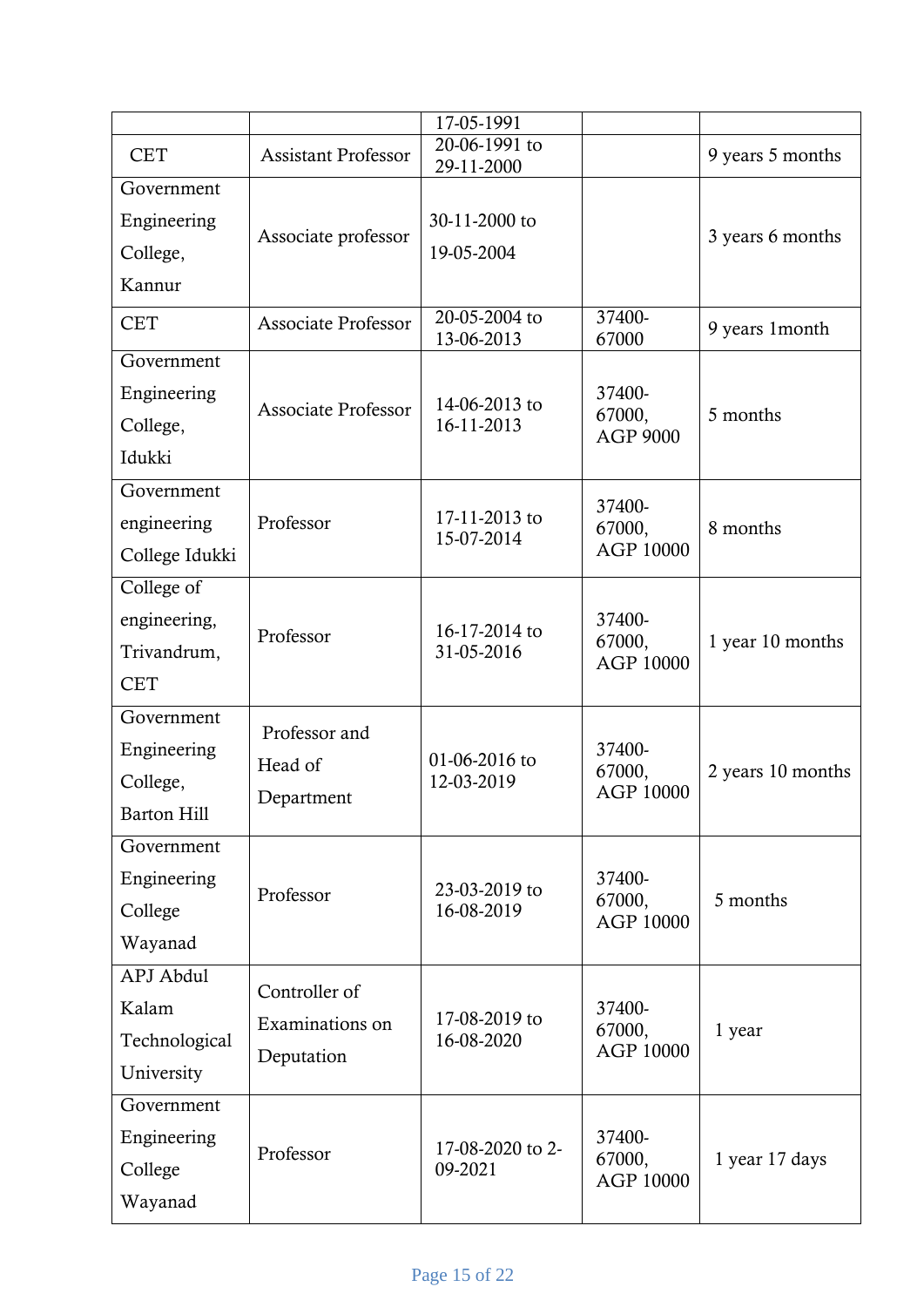| | | 17-05-1991 | | |
|---|---|---|---|---|
| CET | Assistant Professor | 20-06-1991 to 29-11-2000 | | 9 years 5 months |
| Government Engineering College, Kannur | Associate professor | 30-11-2000 to 19-05-2004 | | 3 years 6 months |
| CET | Associate Professor | 20-05-2004 to 13-06-2013 | 37400-67000 | 9 years 1month |
| Government Engineering College, Idukki | Associate Professor | 14-06-2013 to 16-11-2013 | 37400-67000, AGP 9000 | 5 months |
| Government engineering College Idukki | Professor | 17-11-2013 to 15-07-2014 | 37400-67000, AGP 10000 | 8 months |
| College of engineering, Trivandrum, CET | Professor | 16-17-2014 to 31-05-2016 | 37400-67000, AGP 10000 | 1 year 10 months |
| Government Engineering College, Barton Hill | Professor and Head of Department | 01-06-2016 to 12-03-2019 | 37400-67000, AGP 10000 | 2 years 10 months |
| Government Engineering College Wayanad | Professor | 23-03-2019 to 16-08-2019 | 37400-67000, AGP 10000 | 5 months |
| APJ Abdul Kalam Technological University | Controller of Examinations on Deputation | 17-08-2019 to 16-08-2020 | 37400-67000, AGP 10000 | 1 year |
| Government Engineering College Wayanad | Professor | 17-08-2020 to 2-09-2021 | 37400-67000, AGP 10000 | 1 year 17 days |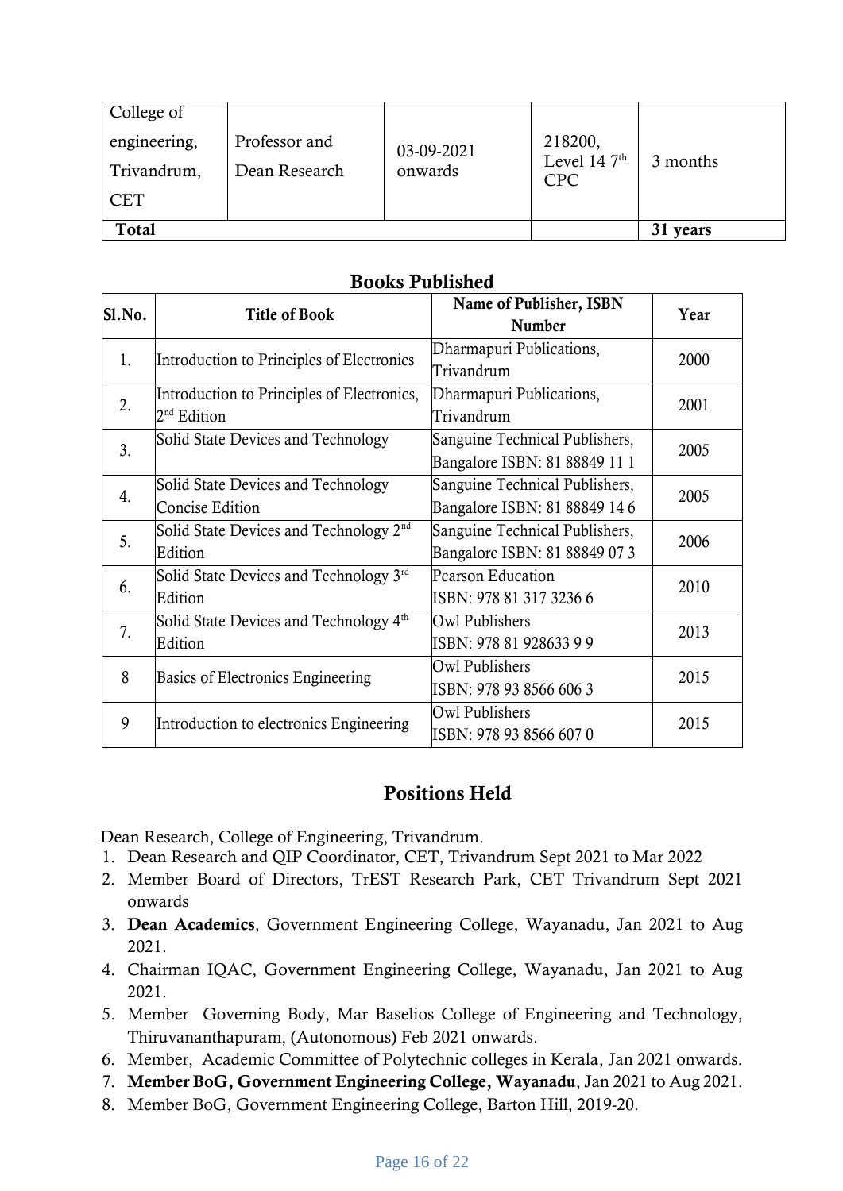| College of engineering, Trivandrum, CET | Professor and Dean Research | 03-09-2021 onwards | 218200, Level 14 7th CPC | 3 months |
|---|---|---|---|---|
| **Total** | | | | **31 years** |

## Books Published

| Sl.No. | Title of Book | Name of Publisher, ISBN Number | Year |
|---|---|---|---|
| 1. | Introduction to Principles of Electronics | Dharmapuri Publications, Trivandrum | 2000 |
| 2. | Introduction to Principles of Electronics, 2nd Edition | Dharmapuri Publications, Trivandrum | 2001 |
| 3. | Solid State Devices and Technology | Sanguine Technical Publishers, Bangalore ISBN: 81 88849 11 1 | 2005 |
| 4. | Solid State Devices and Technology Concise Edition | Sanguine Technical Publishers, Bangalore ISBN: 81 88849 14 6 | 2005 |
| 5. | Solid State Devices and Technology 2nd Edition | Sanguine Technical Publishers, Bangalore ISBN: 81 88849 07 3 | 2006 |
| 6. | Solid State Devices and Technology 3rd Edition | Pearson Education ISBN: 978 81 317 3236 6 | 2010 |
| 7. | Solid State Devices and Technology 4th Edition | Owl Publishers ISBN: 978 81 928633 9 9 | 2013 |
| 8 | Basics of Electronics Engineering | Owl Publishers ISBN: 978 93 8566 606 3 | 2015 |
| 9 | Introduction to electronics Engineering | Owl Publishers ISBN: 978 93 8566 607 0 | 2015 |

## Positions Held

Dean Research, College of Engineering, Trivandrum.

1. Dean Research and QIP Coordinator, CET, Trivandrum Sept 2021 to Mar 2022
2. Member Board of Directors, TrEST Research Park, CET Trivandrum Sept 2021 onwards
3. **Dean Academics**, Government Engineering College, Wayanadu, Jan 2021 to Aug 2021.
4. Chairman IQAC, Government Engineering College, Wayanadu, Jan 2021 to Aug 2021.
5. Member Governing Body, Mar Baselios College of Engineering and Technology, Thiruvananthapuram, (Autonomous) Feb 2021 onwards.
6. Member, Academic Committee of Polytechnic colleges in Kerala, Jan 2021 onwards.
7. **Member BoG, Government Engineering College, Wayanadu**, Jan 2021 to Aug 2021.
8. Member BoG, Government Engineering College, Barton Hill, 2019-20.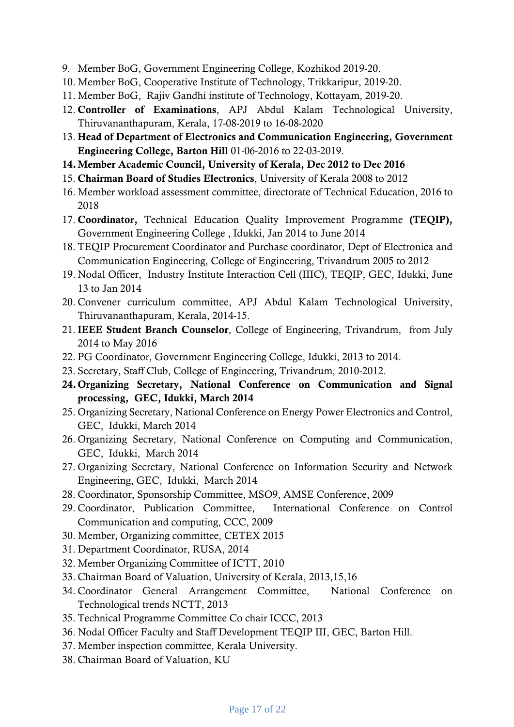9. Member BoG, Government Engineering College, Kozhikod 2019-20.
10. Member BoG, Cooperative Institute of Technology, Trikkaripur, 2019-20.
11. Member BoG, Rajiv Gandhi institute of Technology, Kottayam, 2019-20.
12. **Controller of Examinations**, APJ Abdul Kalam Technological University, Thiruvananthapuram, Kerala, 17-08-2019 to 16-08-2020
13. **Head of Department of Electronics and Communication Engineering, Government Engineering College, Barton Hill** 01-06-2016 to 22-03-2019.
14. **Member Academic Council, University of Kerala, Dec 2012 to Dec 2016**
15. **Chairman Board of Studies Electronics**, University of Kerala 2008 to 2012
16. Member workload assessment committee, directorate of Technical Education, 2016 to 2018
17. **Coordinator,** Technical Education Quality Improvement Programme **(TEQIP),** Government Engineering College , Idukki, Jan 2014 to June 2014
18. TEQIP Procurement Coordinator and Purchase coordinator, Dept of Electronica and Communication Engineering, College of Engineering, Trivandrum 2005 to 2012
19. Nodal Officer, Industry Institute Interaction Cell (IIIC), TEQIP, GEC, Idukki, June 13 to Jan 2014
20. Convener curriculum committee, APJ Abdul Kalam Technological University, Thiruvananthapuram, Kerala, 2014-15.
21. **IEEE Student Branch Counselor**, College of Engineering, Trivandrum, from July 2014 to May 2016
22. PG Coordinator, Government Engineering College, Idukki, 2013 to 2014.
23. Secretary, Staff Club, College of Engineering, Trivandrum, 2010-2012.
24. **Organizing Secretary, National Conference on Communication and Signal processing, GEC, Idukki, March 2014**
25. Organizing Secretary, National Conference on Energy Power Electronics and Control, GEC, Idukki, March 2014
26. Organizing Secretary, National Conference on Computing and Communication, GEC, Idukki, March 2014
27. Organizing Secretary, National Conference on Information Security and Network Engineering, GEC, Idukki, March 2014
28. Coordinator, Sponsorship Committee, MSO9, AMSE Conference, 2009
29. Coordinator, Publication Committee, International Conference on Control Communication and computing, CCC, 2009
30. Member, Organizing committee, CETEX 2015
31. Department Coordinator, RUSA, 2014
32. Member Organizing Committee of ICTT, 2010
33. Chairman Board of Valuation, University of Kerala, 2013,15,16
34. Coordinator General Arrangement Committee, National Conference on Technological trends NCTT, 2013
35. Technical Programme Committee Co chair ICCC, 2013
36. Nodal Officer Faculty and Staff Development TEQIP III, GEC, Barton Hill.
37. Member inspection committee, Kerala University.
38. Chairman Board of Valuation, KU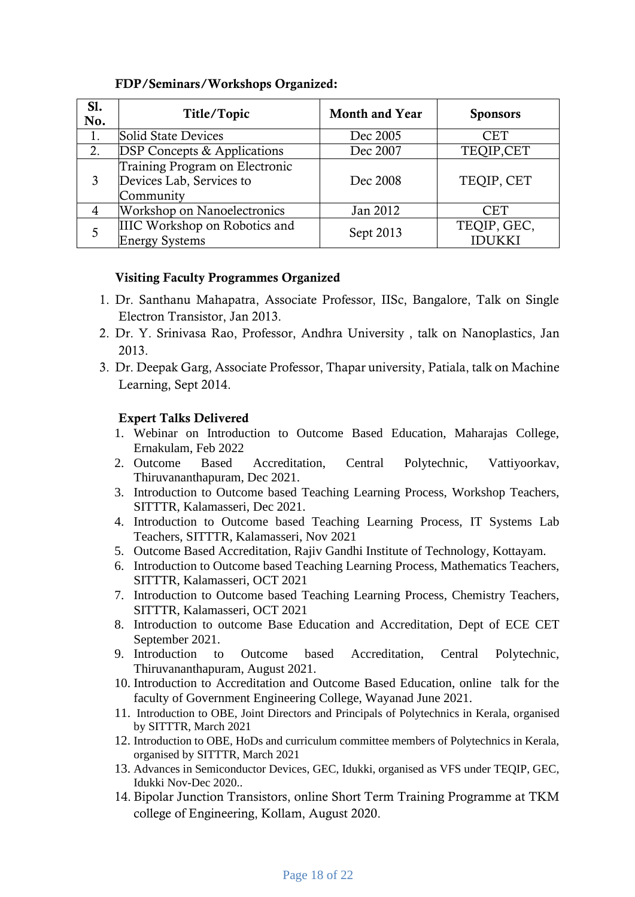### FDP/Seminars/Workshops Organized:

| Sl. No. | Title/Topic | Month and Year | Sponsors |
|---|---|---|---|
| 1. | Solid State Devices | Dec 2005 | CET |
| 2. | DSP Concepts & Applications | Dec 2007 | TEQIP,CET |
| 3 | Training Program on Electronic Devices Lab, Services to Community | Dec 2008 | TEQIP, CET |
| 4 | Workshop on Nanoelectronics | Jan 2012 | CET |
| 5 | IIIC Workshop on Robotics and Energy Systems | Sept 2013 | TEQIP, GEC, IDUKKI |

### Visiting Faculty Programmes Organized

1. Dr. Santhanu Mahapatra, Associate Professor, IISc, Bangalore, Talk on Single Electron Transistor, Jan 2013.
2. Dr. Y. Srinivasa Rao, Professor, Andhra University , talk on Nanoplastics, Jan 2013.
3. Dr. Deepak Garg, Associate Professor, Thapar university, Patiala, talk on Machine Learning, Sept 2014.

### Expert Talks Delivered

1. Webinar on Introduction to Outcome Based Education, Maharajas College, Ernakulam, Feb 2022
2. Outcome Based Accreditation, Central Polytechnic, Vattiyoorkav, Thiruvananthapuram, Dec 2021.
3. Introduction to Outcome based Teaching Learning Process, Workshop Teachers, SITTTR, Kalamasseri, Dec 2021.
4. Introduction to Outcome based Teaching Learning Process, IT Systems Lab Teachers, SITTTR, Kalamasseri, Nov 2021
5. Outcome Based Accreditation, Rajiv Gandhi Institute of Technology, Kottayam.
6. Introduction to Outcome based Teaching Learning Process, Mathematics Teachers, SITTTR, Kalamasseri, OCT 2021
7. Introduction to Outcome based Teaching Learning Process, Chemistry Teachers, SITTTR, Kalamasseri, OCT 2021
8. Introduction to outcome Base Education and Accreditation, Dept of ECE CET September 2021.
9. Introduction to Outcome based Accreditation, Central Polytechnic, Thiruvananthapuram, August 2021.
10. Introduction to Accreditation and Outcome Based Education, online talk for the faculty of Government Engineering College, Wayanad June 2021.
11. Introduction to OBE, Joint Directors and Principals of Polytechnics in Kerala, organised by SITTTR, March 2021
12. Introduction to OBE, HoDs and curriculum committee members of Polytechnics in Kerala, organised by SITTTR, March 2021
13. Advances in Semiconductor Devices, GEC, Idukki, organised as VFS under TEQIP, GEC, Idukki Nov-Dec 2020..
14. Bipolar Junction Transistors, online Short Term Training Programme at TKM college of Engineering, Kollam, August 2020.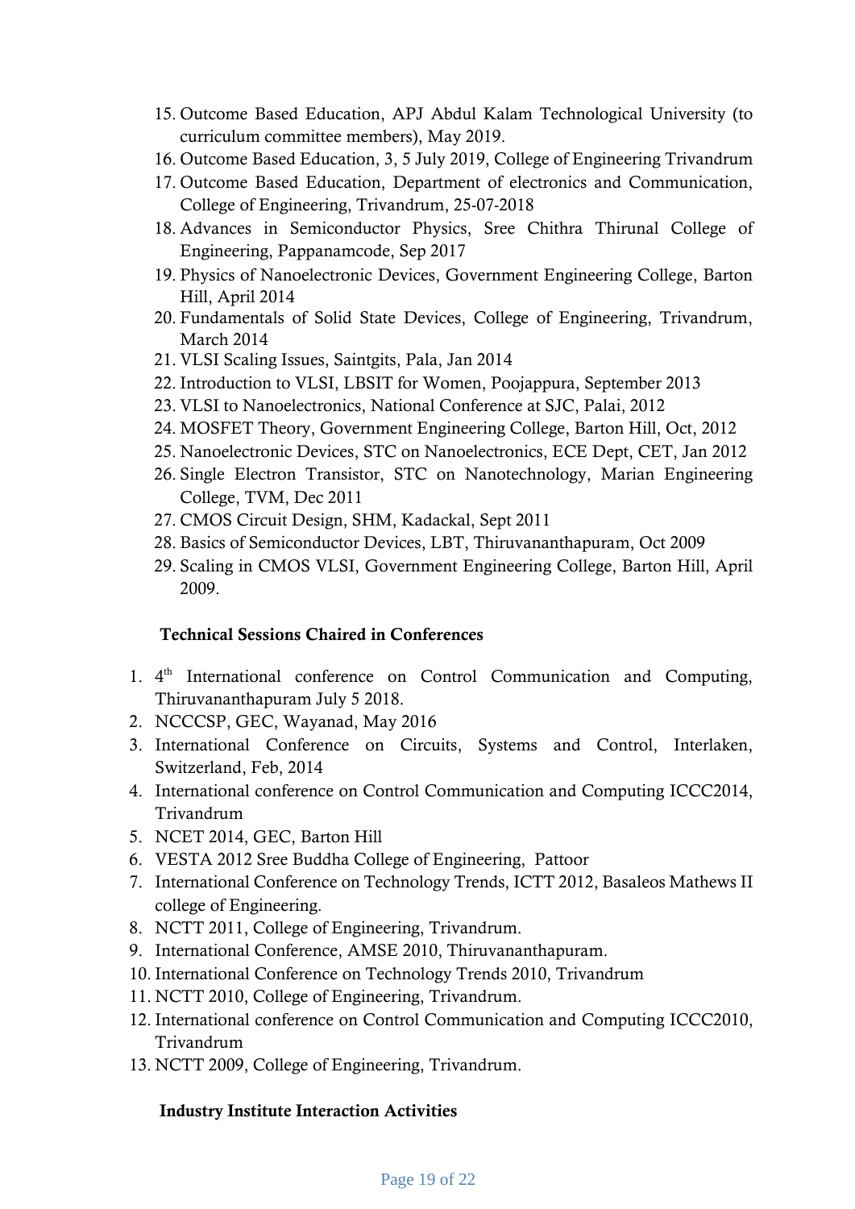15. Outcome Based Education, APJ Abdul Kalam Technological University (to curriculum committee members), May 2019.
16. Outcome Based Education, 3, 5 July 2019, College of Engineering Trivandrum
17. Outcome Based Education, Department of electronics and Communication, College of Engineering, Trivandrum, 25-07-2018
18. Advances in Semiconductor Physics, Sree Chithra Thirunal College of Engineering, Pappanamcode, Sep 2017
19. Physics of Nanoelectronic Devices, Government Engineering College, Barton Hill, April 2014
20. Fundamentals of Solid State Devices, College of Engineering, Trivandrum, March 2014
21. VLSI Scaling Issues, Saintgits, Pala, Jan 2014
22. Introduction to VLSI, LBSIT for Women, Poojappura, September 2013
23. VLSI to Nanoelectronics, National Conference at SJC, Palai, 2012
24. MOSFET Theory, Government Engineering College, Barton Hill, Oct, 2012
25. Nanoelectronic Devices, STC on Nanoelectronics, ECE Dept, CET, Jan 2012
26. Single Electron Transistor, STC on Nanotechnology, Marian Engineering College, TVM, Dec 2011
27. CMOS Circuit Design, SHM, Kadackal, Sept 2011
28. Basics of Semiconductor Devices, LBT, Thiruvananthapuram, Oct 2009
29. Scaling in CMOS VLSI, Government Engineering College, Barton Hill, April 2009.

**Technical Sessions Chaired in Conferences**

1. 4th International conference on Control Communication and Computing, Thiruvananthapuram July 5 2018.
2. NCCCSP, GEC, Wayanad, May 2016
3. International Conference on Circuits, Systems and Control, Interlaken, Switzerland, Feb, 2014
4. International conference on Control Communication and Computing ICCC2014, Trivandrum
5. NCET 2014, GEC, Barton Hill
6. VESTA 2012 Sree Buddha College of Engineering, Pattoor
7. International Conference on Technology Trends, ICTT 2012, Basaleos Mathews II college of Engineering.
8. NCTT 2011, College of Engineering, Trivandrum.
9. International Conference, AMSE 2010, Thiruvananthapuram.
10. International Conference on Technology Trends 2010, Trivandrum
11. NCTT 2010, College of Engineering, Trivandrum.
12. International conference on Control Communication and Computing ICCC2010, Trivandrum
13. NCTT 2009, College of Engineering, Trivandrum.

**Industry Institute Interaction Activities**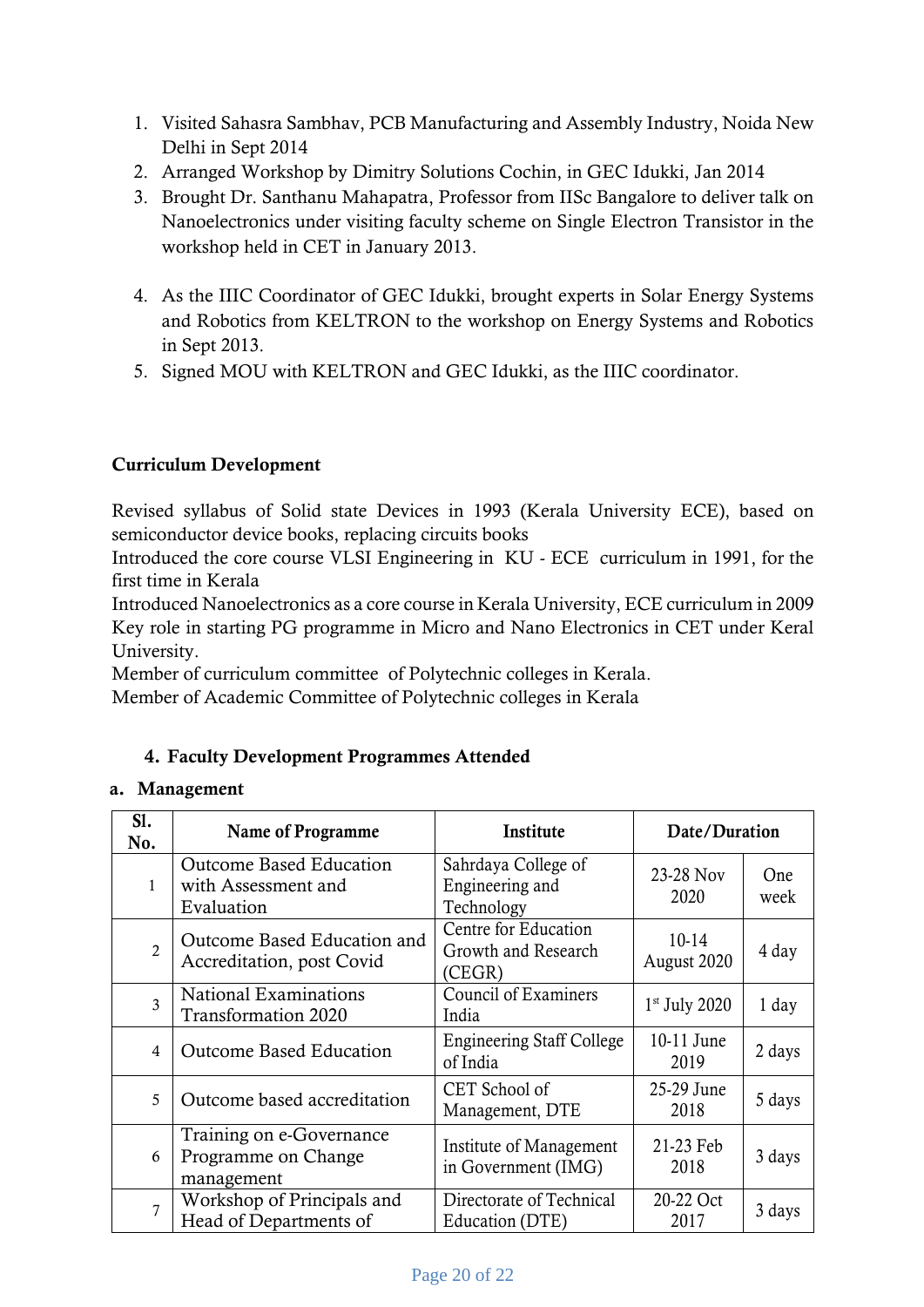1. Visited Sahasra Sambhav, PCB Manufacturing and Assembly Industry, Noida New Delhi in Sept 2014
2. Arranged Workshop by Dimitry Solutions Cochin, in GEC Idukki, Jan 2014
3. Brought Dr. Santhanu Mahapatra, Professor from IISc Bangalore to deliver talk on Nanoelectronics under visiting faculty scheme on Single Electron Transistor in the workshop held in CET in January 2013.
4. As the IIIC Coordinator of GEC Idukki, brought experts in Solar Energy Systems and Robotics from KELTRON to the workshop on Energy Systems and Robotics in Sept 2013.
5. Signed MOU with KELTRON and GEC Idukki, as the IIIC coordinator.

**Curriculum Development**

Revised syllabus of Solid state Devices in 1993 (Kerala University ECE), based on semiconductor device books, replacing circuits books

Introduced the core course VLSI Engineering in KU - ECE curriculum in 1991, for the first time in Kerala

Introduced Nanoelectronics as a core course in Kerala University, ECE curriculum in 2009

Key role in starting PG programme in Micro and Nano Electronics in CET under Keral University.

Member of curriculum committee of Polytechnic colleges in Kerala.

Member of Academic Committee of Polytechnic colleges in Kerala

### 4. Faculty Development Programmes Attended

**a. Management**

| Sl. No. | Name of Programme | Institute | Date/Duration | |
|---|---|---|---|---|
| 1 | Outcome Based Education with Assessment and Evaluation | Sahrdaya College of Engineering and Technology | 23-28 Nov 2020 | One week |
| 2 | Outcome Based Education and Accreditation, post Covid | Centre for Education Growth and Research (CEGR) | 10-14 August 2020 | 4 day |
| 3 | National Examinations Transformation 2020 | Council of Examiners India | 1st July 2020 | 1 day |
| 4 | Outcome Based Education | Engineering Staff College of India | 10-11 June 2019 | 2 days |
| 5 | Outcome based accreditation | CET School of Management, DTE | 25-29 June 2018 | 5 days |
| 6 | Training on e-Governance Programme on Change management | Institute of Management in Government (IMG) | 21-23 Feb 2018 | 3 days |
| 7 | Workshop of Principals and Head of Departments of | Directorate of Technical Education (DTE) | 20-22 Oct 2017 | 3 days |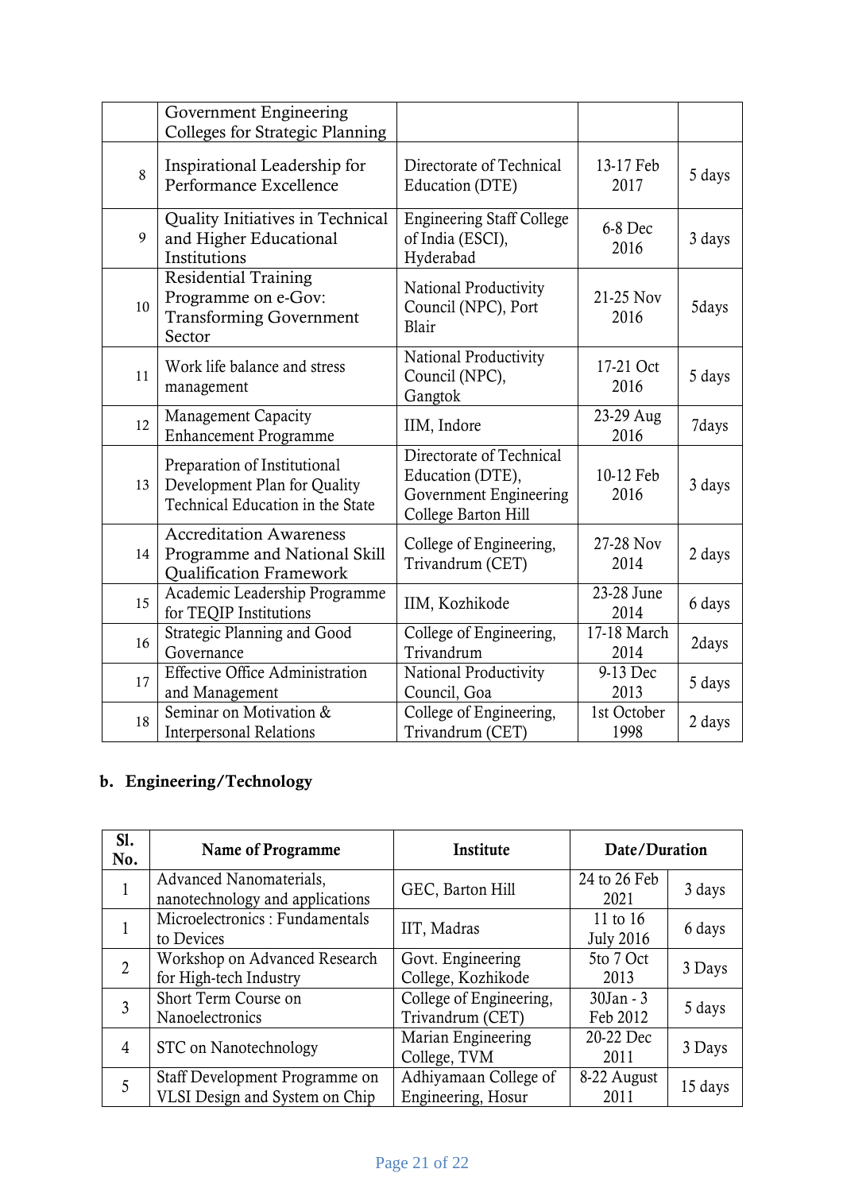| | | | | |
|---|---|---|---|---|
| | Government Engineering Colleges for Strategic Planning | | | |
| 8 | Inspirational Leadership for Performance Excellence | Directorate of Technical Education (DTE) | 13-17 Feb 2017 | 5 days |
| 9 | Quality Initiatives in Technical and Higher Educational Institutions | Engineering Staff College of India (ESCI), Hyderabad | 6-8 Dec 2016 | 3 days |
| 10 | Residential Training Programme on e-Gov: Transforming Government Sector | National Productivity Council (NPC), Port Blair | 21-25 Nov 2016 | 5days |
| 11 | Work life balance and stress management | National Productivity Council (NPC), Gangtok | 17-21 Oct 2016 | 5 days |
| 12 | Management Capacity Enhancement Programme | IIM, Indore | 23-29 Aug 2016 | 7days |
| 13 | Preparation of Institutional Development Plan for Quality Technical Education in the State | Directorate of Technical Education (DTE), Government Engineering College Barton Hill | 10-12 Feb 2016 | 3 days |
| 14 | Accreditation Awareness Programme and National Skill Qualification Framework | College of Engineering, Trivandrum (CET) | 27-28 Nov 2014 | 2 days |
| 15 | Academic Leadership Programme for TEQIP Institutions | IIM, Kozhikode | 23-28 June 2014 | 6 days |
| 16 | Strategic Planning and Good Governance | College of Engineering, Trivandrum | 17-18 March 2014 | 2days |
| 17 | Effective Office Administration and Management | National Productivity Council, Goa | 9-13 Dec 2013 | 5 days |
| 18 | Seminar on Motivation & Interpersonal Relations | College of Engineering, Trivandrum (CET) | 1st October 1998 | 2 days |

**b. Engineering/Technology**

| Sl. No. | Name of Programme | Institute | Date/Duration | |
|---|---|---|---|---|
| 1 | Advanced Nanomaterials, nanotechnology and applications | GEC, Barton Hill | 24 to 26 Feb 2021 | 3 days |
| 1 | Microelectronics : Fundamentals to Devices | IIT, Madras | 11 to 16 July 2016 | 6 days |
| 2 | Workshop on Advanced Research for High-tech Industry | Govt. Engineering College, Kozhikode | 5to 7 Oct 2013 | 3 Days |
| 3 | Short Term Course on Nanoelectronics | College of Engineering, Trivandrum (CET) | 30Jan - 3 Feb 2012 | 5 days |
| 4 | STC on Nanotechnology | Marian Engineering College, TVM | 20-22 Dec 2011 | 3 Days |
| 5 | Staff Development Programme on VLSI Design and System on Chip | Adhiyamaan College of Engineering, Hosur | 8-22 August 2011 | 15 days |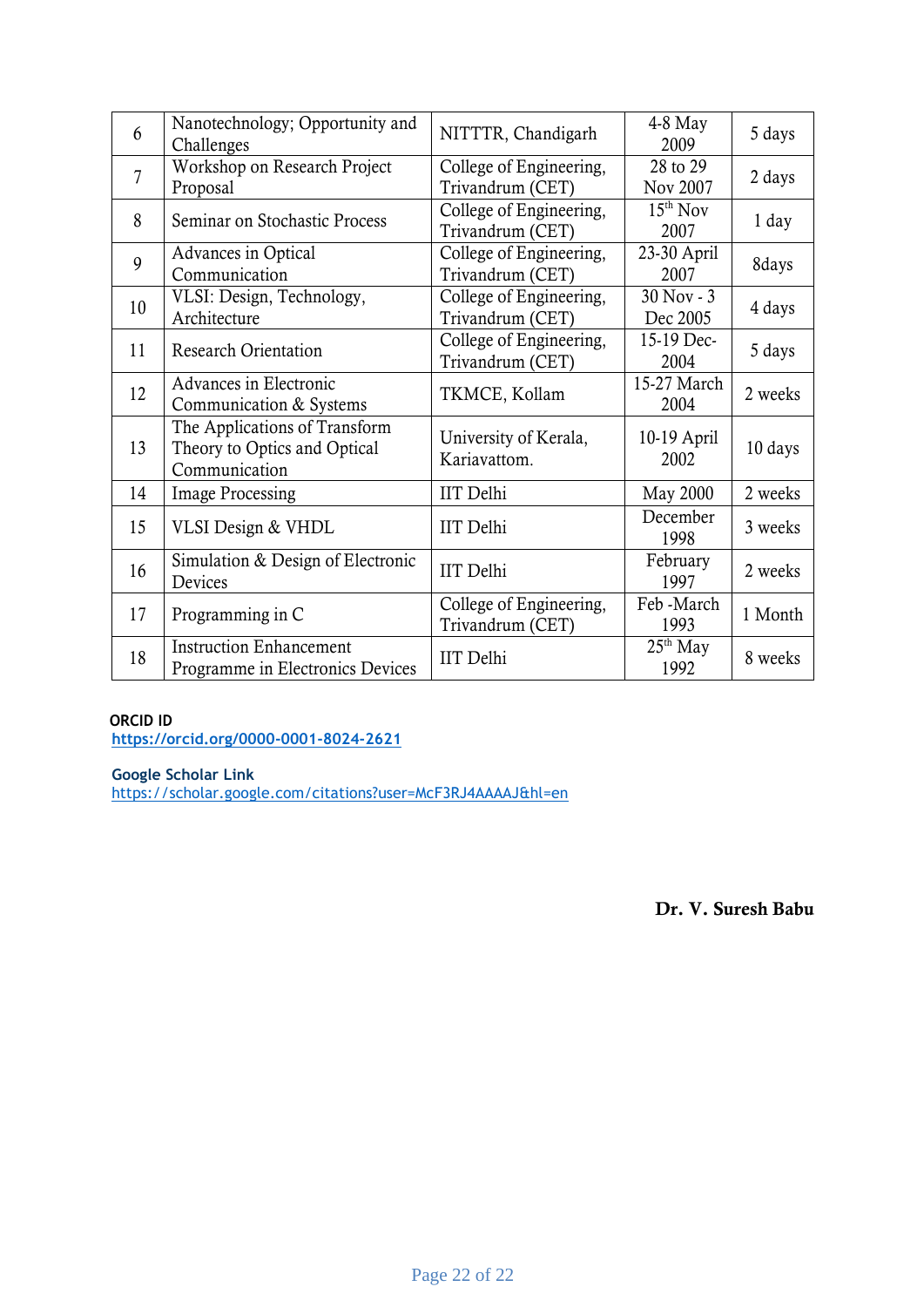| | | | | |
|---|---|---|---|---|
| 6 | Nanotechnology; Opportunity and Challenges | NITTTR, Chandigarh | 4-8 May 2009 | 5 days |
| 7 | Workshop on Research Project Proposal | College of Engineering, Trivandrum (CET) | 28 to 29 Nov 2007 | 2 days |
| 8 | Seminar on Stochastic Process | College of Engineering, Trivandrum (CET) | 15th Nov 2007 | 1 day |
| 9 | Advances in Optical Communication | College of Engineering, Trivandrum (CET) | 23-30 April 2007 | 8days |
| 10 | VLSI: Design, Technology, Architecture | College of Engineering, Trivandrum (CET) | 30 Nov - 3 Dec 2005 | 4 days |
| 11 | Research Orientation | College of Engineering, Trivandrum (CET) | 15-19 Dec-2004 | 5 days |
| 12 | Advances in Electronic Communication & Systems | TKMCE, Kollam | 15-27 March 2004 | 2 weeks |
| 13 | The Applications of Transform Theory to Optics and Optical Communication | University of Kerala, Kariavattom. | 10-19 April 2002 | 10 days |
| 14 | Image Processing | IIT Delhi | May 2000 | 2 weeks |
| 15 | VLSI Design & VHDL | IIT Delhi | December 1998 | 3 weeks |
| 16 | Simulation & Design of Electronic Devices | IIT Delhi | February 1997 | 2 weeks |
| 17 | Programming in C | College of Engineering, Trivandrum (CET) | Feb -March 1993 | 1 Month |
| 18 | Instruction Enhancement Programme in Electronics Devices | IIT Delhi | 25th May 1992 | 8 weeks |

**ORCID ID**
https://orcid.org/0000-0001-8024-2621

**Google Scholar Link**
https://scholar.google.com/citations?user=McF3RJ4AAAAJ&hl=en

**Dr. V. Suresh Babu**